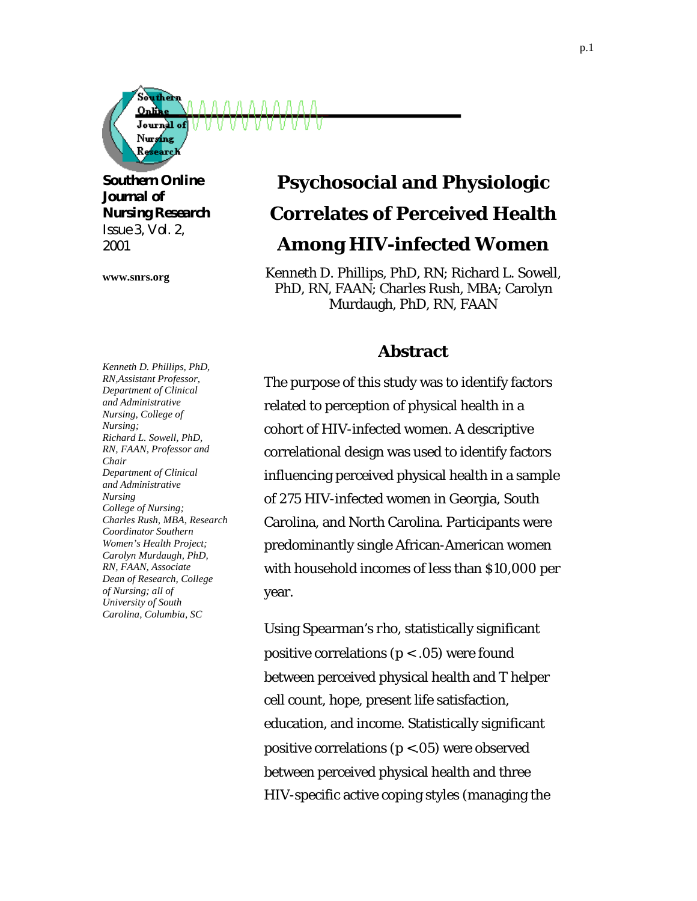**Southern Online Journal of Nursing Research**
Issue 3, Vol. 2, 2001

**www.snrs.org**

# Psychosocial and Physiologic Correlates of Perceived Health Among HIV-infected Women

Kenneth D. Phillips, PhD, RN; Richard L. Sowell, PhD, RN, FAAN; Charles Rush, MBA; Carolyn Murdaugh, PhD, RN, FAAN

*Kenneth D. Phillips, PhD, RN, Assistant Professor, Department of Clinical and Administrative Nursing, College of Nursing; Richard L. Sowell, PhD, RN, FAAN, Professor and Chair Department of Clinical and Administrative Nursing College of Nursing; Charles Rush, MBA, Research Coordinator Southern Women's Health Project; Carolyn Murdaugh, PhD, RN, FAAN, Associate Dean of Research, College of Nursing; all of University of South Carolina, Columbia, SC*

## Abstract

The purpose of this study was to identify factors related to perception of physical health in a cohort of HIV-infected women. A descriptive correlational design was used to identify factors influencing perceived physical health in a sample of 275 HIV-infected women in Georgia, South Carolina, and North Carolina. Participants were predominantly single African-American women with household incomes of less than $10,000 per year.

Using Spearman's rho, statistically significant positive correlations ($p < .05$) were found between perceived physical health and T helper cell count, hope, present life satisfaction, education, and income. Statistically significant positive correlations ($p < .05$) were observed between perceived physical health and three HIV-specific active coping styles (managing the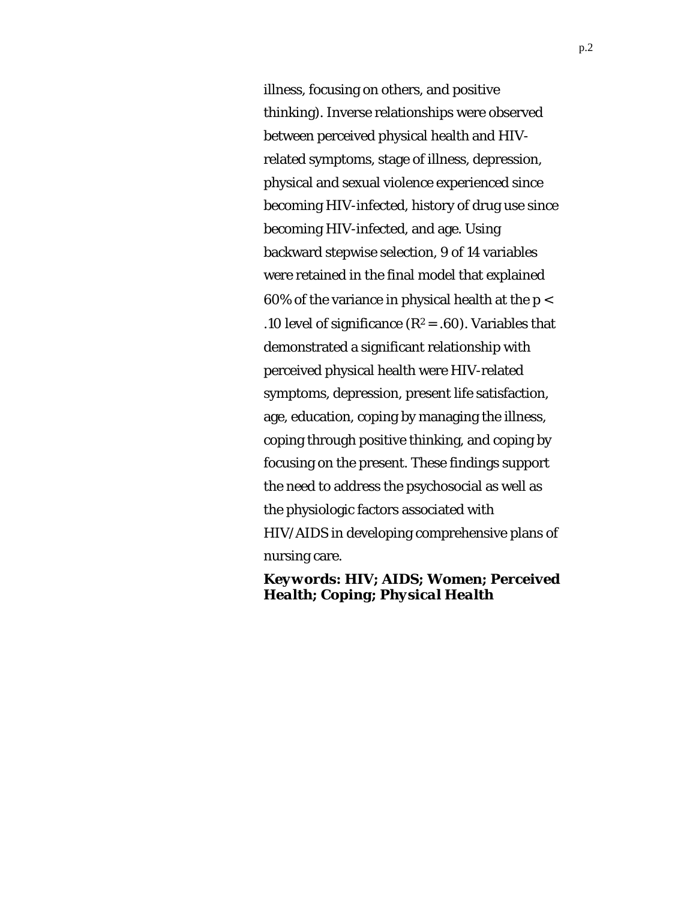illness, focusing on others, and positive thinking). Inverse relationships were observed between perceived physical health and HIV-related symptoms, stage of illness, depression, physical and sexual violence experienced since becoming HIV-infected, history of drug use since becoming HIV-infected, and age. Using backward stepwise selection, 9 of 14 variables were retained in the final model that explained 60% of the variance in physical health at the $p < .10$ level of significance ($R^2 = .60$). Variables that demonstrated a significant relationship with perceived physical health were HIV-related symptoms, depression, present life satisfaction, age, education, coping by managing the illness, coping through positive thinking, and coping by focusing on the present. These findings support the need to address the psychosocial as well as the physiologic factors associated with HIV/AIDS in developing comprehensive plans of nursing care.

***Keywords: HIV; AIDS; Women; Perceived Health; Coping; Physical Health***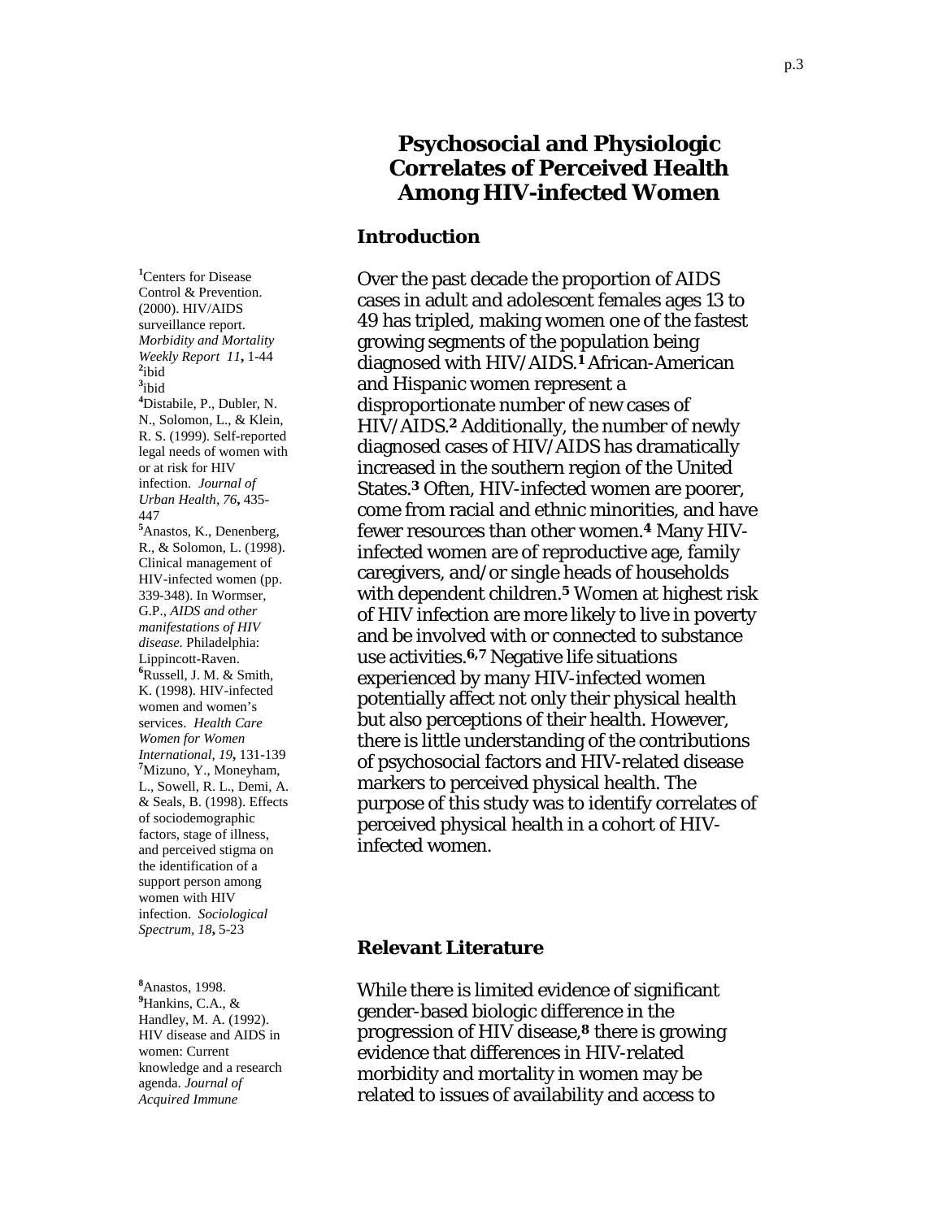# Psychosocial and Physiologic Correlates of Perceived Health Among HIV-infected Women

## Introduction

Over the past decade the proportion of AIDS cases in adult and adolescent females ages 13 to 49 has tripled, making women one of the fastest growing segments of the population being diagnosed with HIV/AIDS.[1] African-American and Hispanic women represent a disproportionate number of new cases of HIV/AIDS.[2] Additionally, the number of newly diagnosed cases of HIV/AIDS has dramatically increased in the southern region of the United States.[3] Often, HIV-infected women are poorer, come from racial and ethnic minorities, and have fewer resources than other women.[4] Many HIV-infected women are of reproductive age, family caregivers, and/or single heads of households with dependent children.[5] Women at highest risk of HIV infection are more likely to live in poverty and be involved with or connected to substance use activities.[6,7] Negative life situations experienced by many HIV-infected women potentially affect not only their physical health but also perceptions of their health. However, there is little understanding of the contributions of psychosocial factors and HIV-related disease markers to perceived physical health. The purpose of this study was to identify correlates of perceived physical health in a cohort of HIV-infected women.

[1]Centers for Disease Control & Prevention. (2000). HIV/AIDS surveillance report. *Morbidity and Mortality Weekly Report 11*, 1-44
[2]ibid
[3]ibid
[4]Distabile, P., Dubler, N. N., Solomon, L., & Klein, R. S. (1999). Self-reported legal needs of women with or at risk for HIV infection. *Journal of Urban Health, 76*, 435-447
[5]Anastos, K., Denenberg, R., & Solomon, L. (1998). Clinical management of HIV-infected women (pp. 339-348). In Wormser, G.P., *AIDS and other manifestations of HIV disease.* Philadelphia: Lippincott-Raven.
[6]Russell, J. M. & Smith, K. (1998). HIV-infected women and women's services. *Health Care Women for Women International, 19*, 131-139
[7]Mizuno, Y., Moneyham, L., Sowell, R. L., Demi, A. & Seals, B. (1998). Effects of sociodemographic factors, stage of illness, and perceived stigma on the identification of a support person among women with HIV infection. *Sociological Spectrum, 18*, 5-23

## Relevant Literature

While there is limited evidence of significant gender-based biologic difference in the progression of HIV disease,[8] there is growing evidence that differences in HIV-related morbidity and mortality in women may be related to issues of availability and access to

[8]Anastos, 1998.
[9]Hankins, C.A., & Handley, M. A. (1992). HIV disease and AIDS in women: Current knowledge and a research agenda. *Journal of Acquired Immune*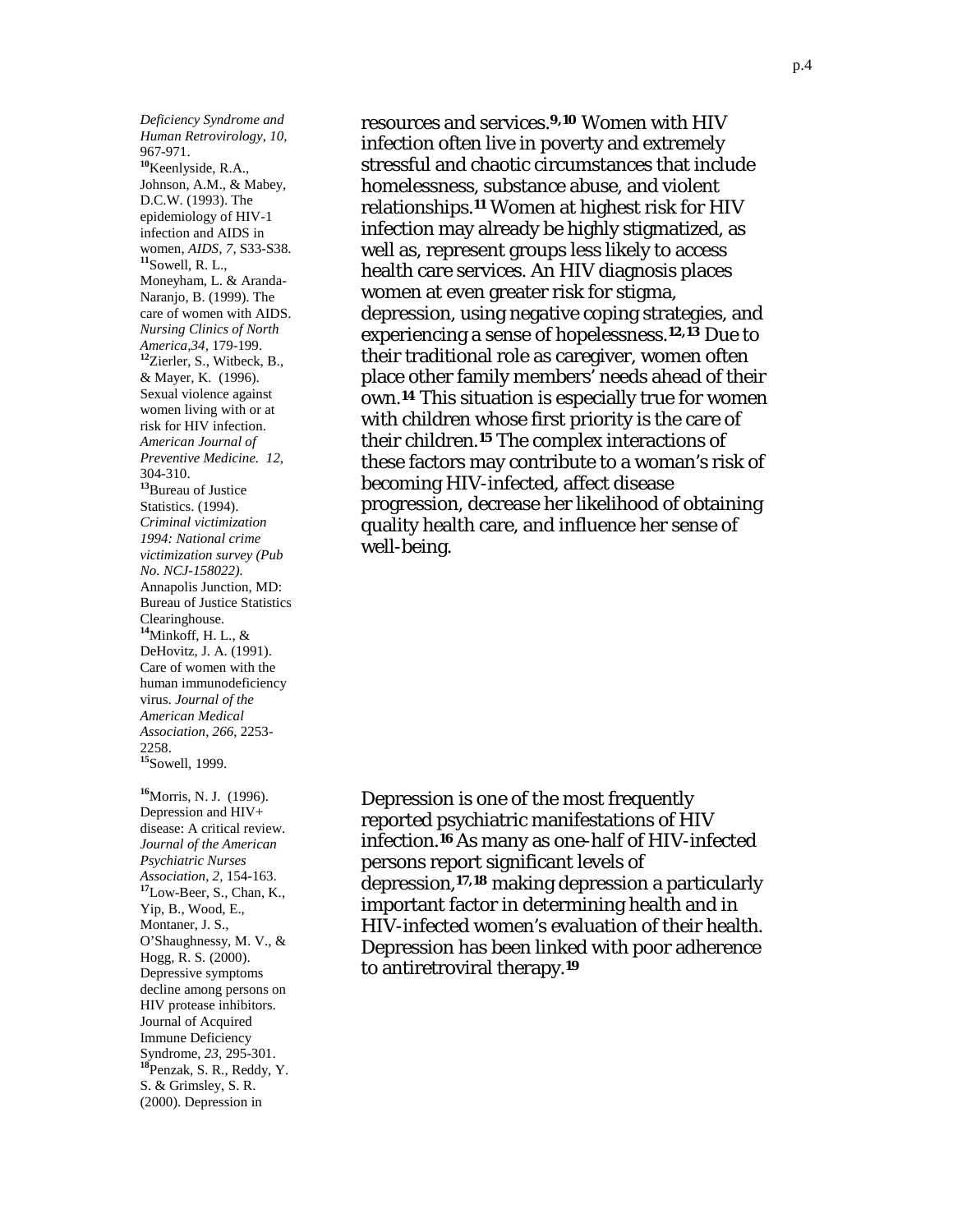resources and services.[9,10] Women with HIV infection often live in poverty and extremely stressful and chaotic circumstances that include homelessness, substance abuse, and violent relationships.[11] Women at highest risk for HIV infection may already be highly stigmatized, as well as, represent groups less likely to access health care services. An HIV diagnosis places women at even greater risk for stigma, depression, using negative coping strategies, and experiencing a sense of hopelessness.[12,13] Due to their traditional role as caregiver, women often place other family members' needs ahead of their own.[14] This situation is especially true for women with children whose first priority is the care of their children.[15] The complex interactions of these factors may contribute to a woman's risk of becoming HIV-infected, affect disease progression, decrease her likelihood of obtaining quality health care, and influence her sense of well-being.

Depression is one of the most frequently reported psychiatric manifestations of HIV infection.[16] As many as one-half of HIV-infected persons report significant levels of depression,[17,18] making depression a particularly important factor in determining health and in HIV-infected women's evaluation of their health. Depression has been linked with poor adherence to antiretroviral therapy.[19]

*Deficiency Syndrome and Human Retrovirology, 10,* 967-971.

[10]Keenlyside, R.A., Johnson, A.M., & Mabey, D.C.W. (1993). The epidemiology of HIV-1 infection and AIDS in women, *AIDS, 7,* S33-S38.

[11]Sowell, R. L., Moneyham, L. & Aranda-Naranjo, B. (1999). The care of women with AIDS. *Nursing Clinics of North America,34,* 179-199.

[12]Zierler, S., Witbeck, B., & Mayer, K. (1996). Sexual violence against women living with or at risk for HIV infection. *American Journal of Preventive Medicine. 12,* 304-310.

[13]Bureau of Justice Statistics. (1994). *Criminal victimization 1994: National crime victimization survey (Pub No. NCJ-158022).* Annapolis Junction, MD: Bureau of Justice Statistics Clearinghouse.

[14]Minkoff, H. L., & DeHovitz, J. A. (1991). Care of women with the human immunodeficiency virus. *Journal of the American Medical Association, 266,* 2253-2258.

[15]Sowell, 1999.

[16]Morris, N. J. (1996). Depression and HIV+ disease: A critical review. *Journal of the American Psychiatric Nurses Association, 2,* 154-163.

[17]Low-Beer, S., Chan, K., Yip, B., Wood, E., Montaner, J. S., O'Shaughnessy, M. V., & Hogg, R. S. (2000). Depressive symptoms decline among persons on HIV protease inhibitors. Journal of Acquired Immune Deficiency Syndrome, *23,* 295-301.

[18]Penzak, S. R., Reddy, Y. S. & Grimsley, S. R. (2000). Depression in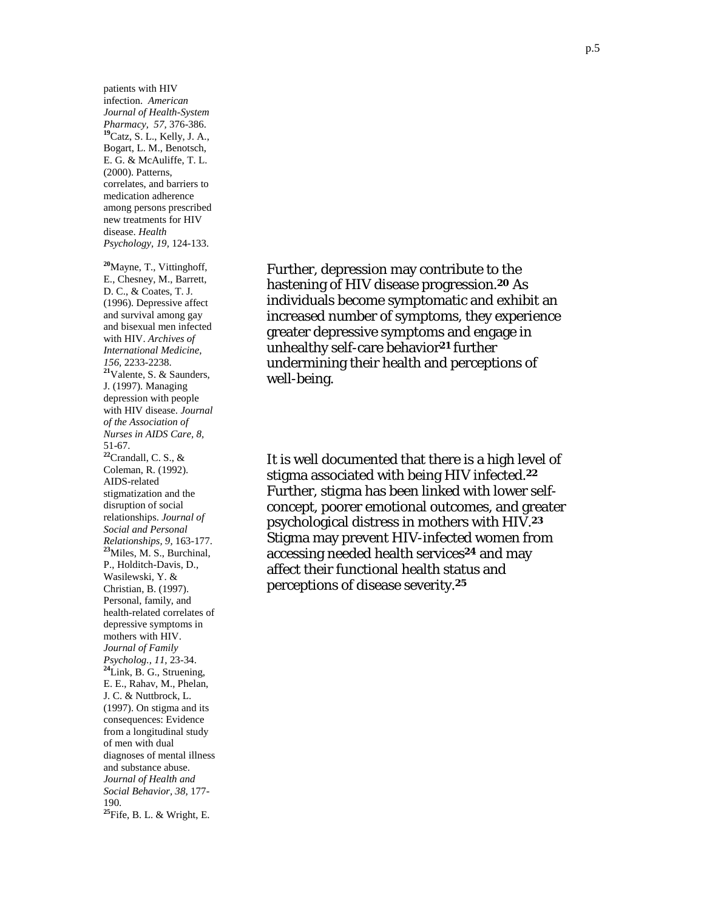patients with HIV infection. *American Journal of Health-System Pharmacy, 57*, 376-386.

[19]Catz, S. L., Kelly, J. A., Bogart, L. M., Benotsch, E. G. & McAuliffe, T. L. (2000). Patterns, correlates, and barriers to medication adherence among persons prescribed new treatments for HIV disease. *Health Psychology, 19*, 124-133.

[20]Mayne, T., Vittinghoff, E., Chesney, M., Barrett, D. C., & Coates, T. J. (1996). Depressive affect and survival among gay and bisexual men infected with HIV. *Archives of International Medicine, 156*, 2233-2238.

[21]Valente, S. & Saunders, J. (1997). Managing depression with people with HIV disease. *Journal of the Association of Nurses in AIDS Care, 8*, 51-67.

[22]Crandall, C. S., & Coleman, R. (1992). AIDS-related stigmatization and the disruption of social relationships. *Journal of Social and Personal Relationships, 9*, 163-177.

[23]Miles, M. S., Burchinal, P., Holditch-Davis, D., Wasilewski, Y. & Christian, B. (1997). Personal, family, and health-related correlates of depressive symptoms in mothers with HIV. *Journal of Family Psycholog., 11*, 23-34.

[24]Link, B. G., Struening, E. E., Rahav, M., Phelan, J. C. & Nuttbrock, L. (1997). On stigma and its consequences: Evidence from a longitudinal study of men with dual diagnoses of mental illness and substance abuse. *Journal of Health and Social Behavior, 38*, 177-190.

[25]Fife, B. L. & Wright, E.

Further, depression may contribute to the hastening of HIV disease progression.[20] As individuals become symptomatic and exhibit an increased number of symptoms, they experience greater depressive symptoms and engage in unhealthy self-care behavior[21] further undermining their health and perceptions of well-being.

It is well documented that there is a high level of stigma associated with being HIV infected.[22] Further, stigma has been linked with lower self-concept, poorer emotional outcomes, and greater psychological distress in mothers with HIV.[23] Stigma may prevent HIV-infected women from accessing needed health services[24] and may affect their functional health status and perceptions of disease severity.[25]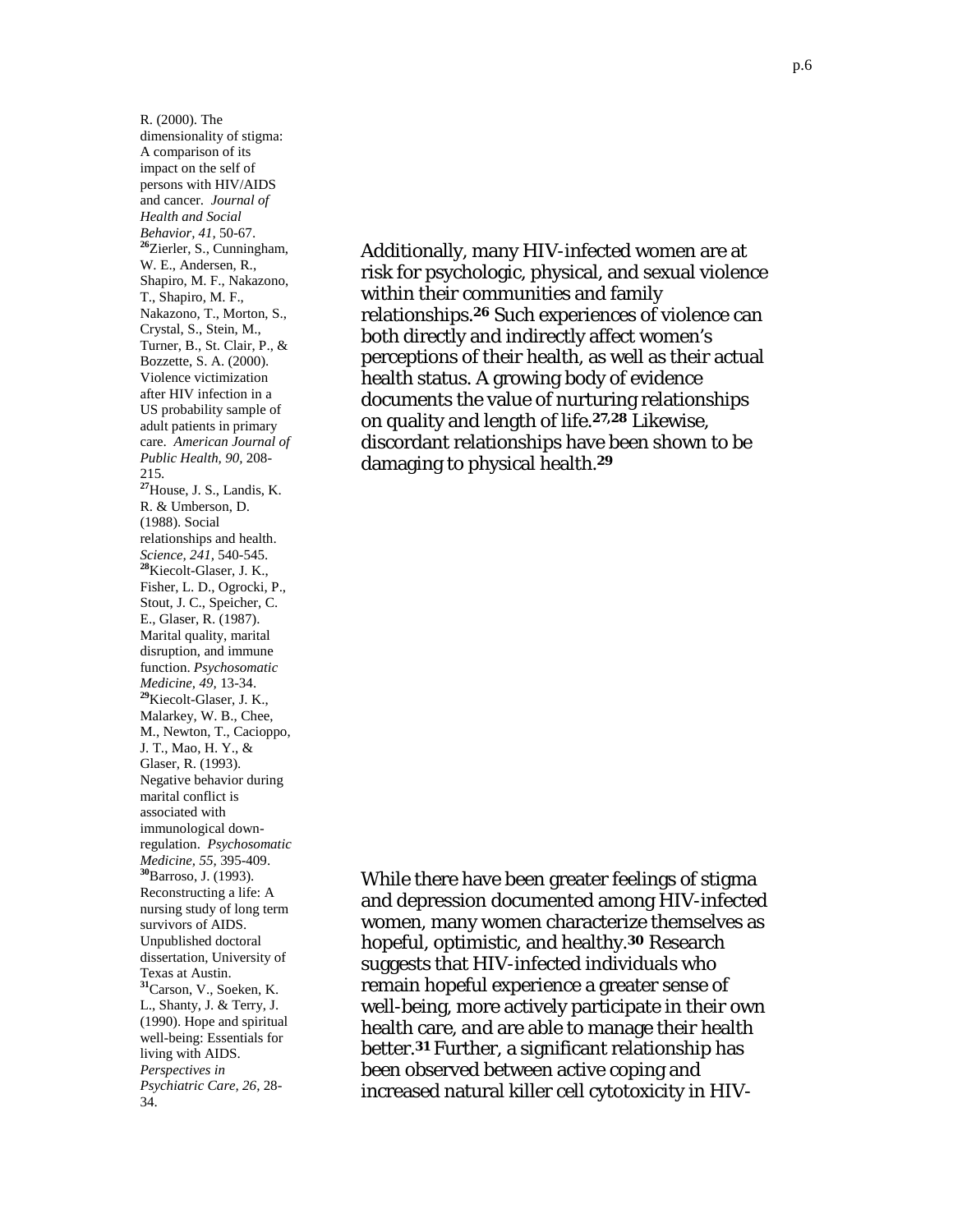Additionally, many HIV-infected women are at risk for psychologic, physical, and sexual violence within their communities and family relationships.[26] Such experiences of violence can both directly and indirectly affect women's perceptions of their health, as well as their actual health status. A growing body of evidence documents the value of nurturing relationships on quality and length of life.[27,28] Likewise, discordant relationships have been shown to be damaging to physical health.[29]

While there have been greater feelings of stigma and depression documented among HIV-infected women, many women characterize themselves as hopeful, optimistic, and healthy.[30] Research suggests that HIV-infected individuals who remain hopeful experience a greater sense of well-being, more actively participate in their own health care, and are able to manage their health better.[31] Further, a significant relationship has been observed between active coping and increased natural killer cell cytotoxicity in HIV-

R. (2000). The dimensionality of stigma: A comparison of its impact on the self of persons with HIV/AIDS and cancer. *Journal of Health and Social Behavior, 41,* 50-67.

[26]Zierler, S., Cunningham, W. E., Andersen, R., Shapiro, M. F., Nakazono, T., Shapiro, M. F., Nakazono, T., Morton, S., Crystal, S., Stein, M., Turner, B., St. Clair, P., & Bozzette, S. A. (2000). Violence victimization after HIV infection in a US probability sample of adult patients in primary care. *American Journal of Public Health, 90,* 208-215.

[27]House, J. S., Landis, K. R. & Umberson, D. (1988). Social relationships and health. *Science, 241,* 540-545.

[28]Kiecolt-Glaser, J. K., Fisher, L. D., Ogrocki, P., Stout, J. C., Speicher, C. E., Glaser, R. (1987). Marital quality, marital disruption, and immune function. *Psychosomatic Medicine, 49,* 13-34.

[29]Kiecolt-Glaser, J. K., Malarkey, W. B., Chee, M., Newton, T., Cacioppo, J. T., Mao, H. Y., & Glaser, R. (1993). Negative behavior during marital conflict is associated with immunological down-regulation. *Psychosomatic Medicine, 55,* 395-409.

[30]Barroso, J. (1993). Reconstructing a life: A nursing study of long term survivors of AIDS. Unpublished doctoral dissertation, University of Texas at Austin.

[31]Carson, V., Soeken, K. L., Shanty, J. & Terry, J. (1990). Hope and spiritual well-being: Essentials for living with AIDS. *Perspectives in Psychiatric Care, 26,* 28-34.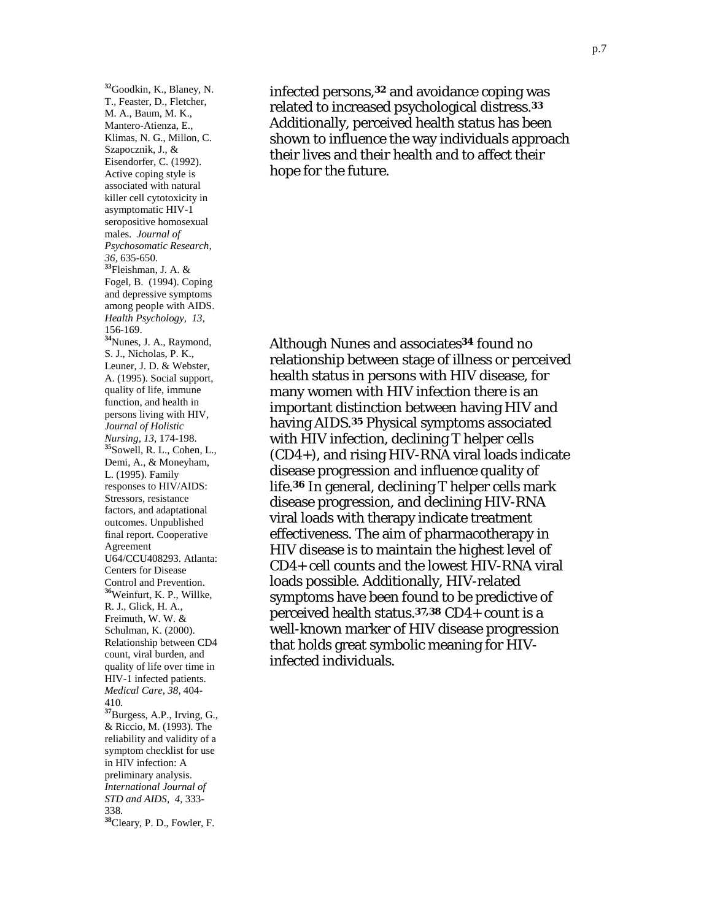infected persons,[32] and avoidance coping was related to increased psychological distress.[33] Additionally, perceived health status has been shown to influence the way individuals approach their lives and their health and to affect their hope for the future.

Although Nunes and associates[34] found no relationship between stage of illness or perceived health status in persons with HIV disease, for many women with HIV infection there is an important distinction between having HIV and having AIDS.[35] Physical symptoms associated with HIV infection, declining T helper cells (CD4+), and rising HIV-RNA viral loads indicate disease progression and influence quality of life.[36] In general, declining T helper cells mark disease progression, and declining HIV-RNA viral loads with therapy indicate treatment effectiveness. The aim of pharmacotherapy in HIV disease is to maintain the highest level of CD4+ cell counts and the lowest HIV-RNA viral loads possible. Additionally, HIV-related symptoms have been found to be predictive of perceived health status.[37,38] CD4+ count is a well-known marker of HIV disease progression that holds great symbolic meaning for HIV-infected individuals.

[32] Goodkin, K., Blaney, N. T., Feaster, D., Fletcher, M. A., Baum, M. K., Mantero-Atienza, E., Klimas, N. G., Millon, C. Szapocznik, J., & Eisendorfer, C. (1992). Active coping style is associated with natural killer cell cytotoxicity in asymptomatic HIV-1 seropositive homosexual males. *Journal of Psychosomatic Research, 36,* 635-650.

[33] Fleishman, J. A. & Fogel, B. (1994). Coping and depressive symptoms among people with AIDS. *Health Psychology, 13,* 156-169.

[34] Nunes, J. A., Raymond, S. J., Nicholas, P. K., Leuner, J. D. & Webster, A. (1995). Social support, quality of life, immune function, and health in persons living with HIV, *Journal of Holistic Nursing, 13,* 174-198.

[35] Sowell, R. L., Cohen, L., Demi, A., & Moneyham, L. (1995). Family responses to HIV/AIDS: Stressors, resistance factors, and adaptational outcomes. Unpublished final report. Cooperative Agreement U64/CCU408293. Atlanta: Centers for Disease Control and Prevention.

[36] Weinfurt, K. P., Willke, R. J., Glick, H. A., Freimuth, W. W. & Schulman, K. (2000). Relationship between CD4 count, viral burden, and quality of life over time in HIV-1 infected patients. *Medical Care, 38,* 404-410.

[37] Burgess, A.P., Irving, G., & Riccio, M. (1993). The reliability and validity of a symptom checklist for use in HIV infection: A preliminary analysis. *International Journal of STD and AIDS, 4,* 333-338.

[38] Cleary, P. D., Fowler, F.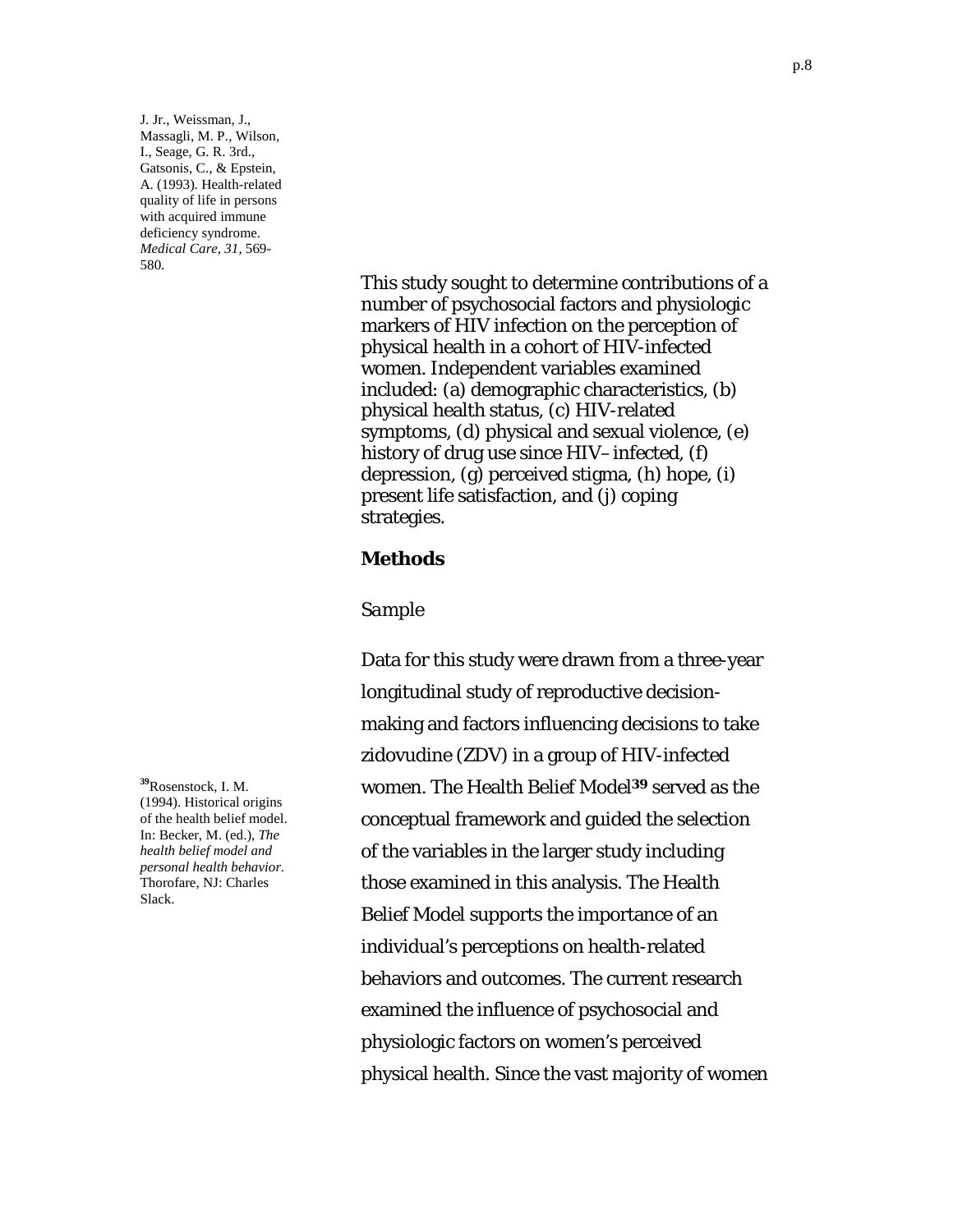J. Jr., Weissman, J., Massagli, M. P., Wilson, I., Seage, G. R. 3rd., Gatsonis, C., & Epstein, A. (1993). Health-related quality of life in persons with acquired immune deficiency syndrome. *Medical Care, 31*, 569-580.

This study sought to determine contributions of a number of psychosocial factors and physiologic markers of HIV infection on the perception of physical health in a cohort of HIV-infected women. Independent variables examined included: (a) demographic characteristics, (b) physical health status, (c) HIV-related symptoms, (d) physical and sexual violence, (e) history of drug use since HIV–infected, (f) depression, (g) perceived stigma, (h) hope, (i) present life satisfaction, and (j) coping strategies.

## Methods

### *Sample*

Data for this study were drawn from a three-year longitudinal study of reproductive decision-making and factors influencing decisions to take zidovudine (ZDV) in a group of HIV-infected women. The Health Belief Model[39] served as the conceptual framework and guided the selection of the variables in the larger study including those examined in this analysis. The Health Belief Model supports the importance of an individual's perceptions on health-related behaviors and outcomes. The current research examined the influence of psychosocial and physiologic factors on women's perceived physical health. Since the vast majority of women

[39]Rosenstock, I. M. (1994). Historical origins of the health belief model. In: Becker, M. (ed.), *The health belief model and personal health behavior.* Thorofare, NJ: Charles Slack.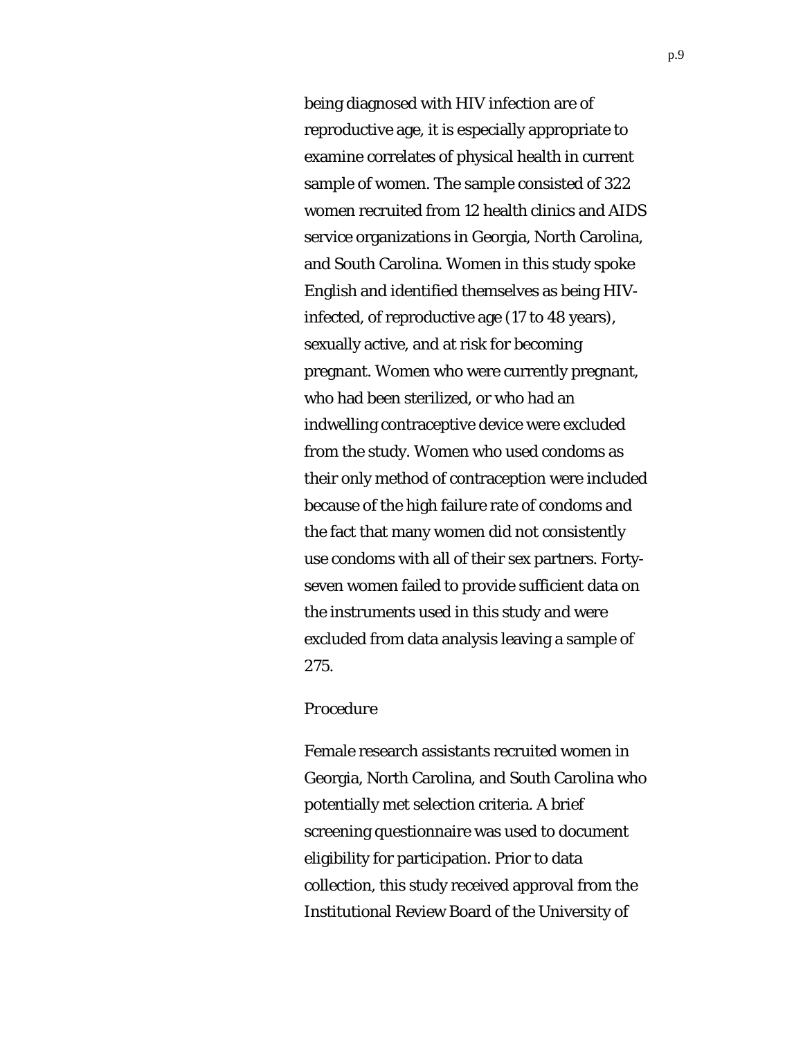being diagnosed with HIV infection are of reproductive age, it is especially appropriate to examine correlates of physical health in current sample of women. The sample consisted of 322 women recruited from 12 health clinics and AIDS service organizations in Georgia, North Carolina, and South Carolina. Women in this study spoke English and identified themselves as being HIV-infected, of reproductive age (17 to 48 years), sexually active, and at risk for becoming pregnant. Women who were currently pregnant, who had been sterilized, or who had an indwelling contraceptive device were excluded from the study. Women who used condoms as their only method of contraception were included because of the high failure rate of condoms and the fact that many women did not consistently use condoms with all of their sex partners. Forty-seven women failed to provide sufficient data on the instruments used in this study and were excluded from data analysis leaving a sample of 275.

### *Procedure*

Female research assistants recruited women in Georgia, North Carolina, and South Carolina who potentially met selection criteria. A brief screening questionnaire was used to document eligibility for participation. Prior to data collection, this study received approval from the Institutional Review Board of the University of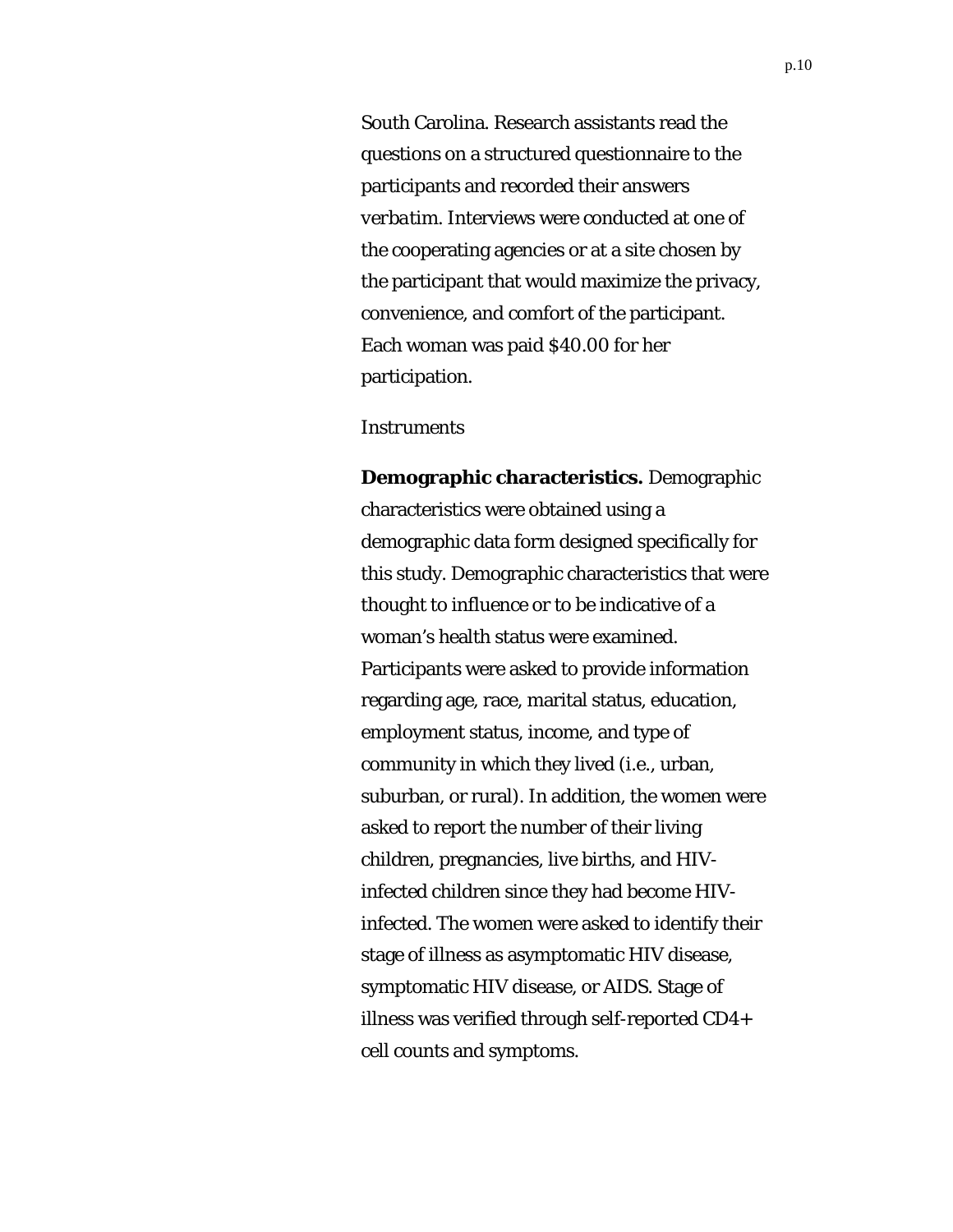South Carolina. Research assistants read the questions on a structured questionnaire to the participants and recorded their answers *verbatim*. Interviews were conducted at one of the cooperating agencies or at a site chosen by the participant that would maximize the privacy, convenience, and comfort of the participant. Each woman was paid $40.00 for her participation.

### *Instruments*

**Demographic characteristics.** Demographic characteristics were obtained using a demographic data form designed specifically for this study. Demographic characteristics that were thought to influence or to be indicative of a woman's health status were examined. Participants were asked to provide information regarding age, race, marital status, education, employment status, income, and type of community in which they lived (i.e., urban, suburban, or rural). In addition, the women were asked to report the number of their living children, pregnancies, live births, and HIV-infected children since they had become HIV-infected. The women were asked to identify their stage of illness as asymptomatic HIV disease, symptomatic HIV disease, or AIDS. Stage of illness was verified through self-reported CD4+ cell counts and symptoms.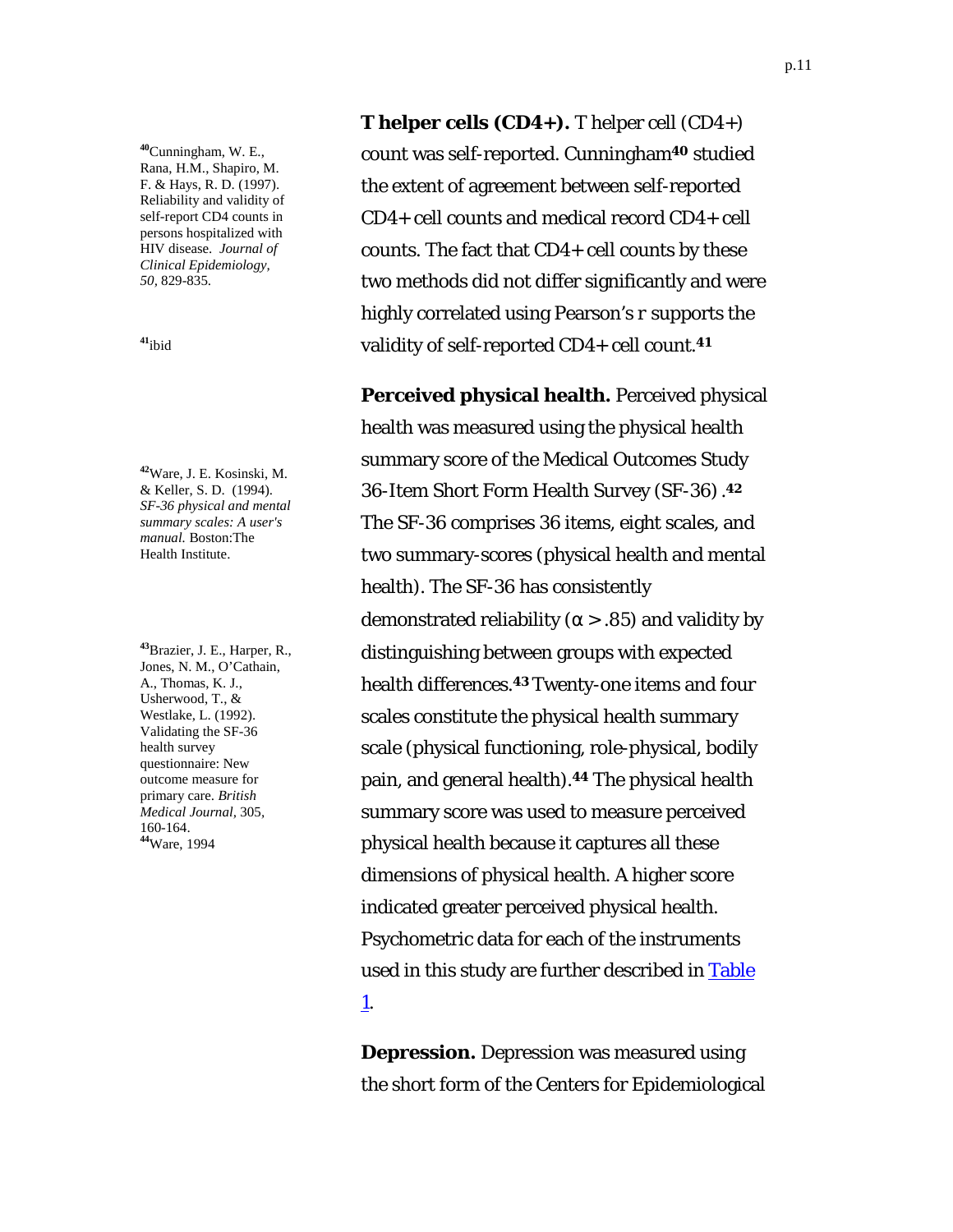**T helper cells (CD4+).** T helper cell (CD4+) count was self-reported. Cunningham[40] studied the extent of agreement between self-reported CD4+ cell counts and medical record CD4+ cell counts. The fact that CD4+ cell counts by these two methods did not differ significantly and were highly correlated using Pearson's r supports the validity of self-reported CD4+ cell count.[41]

**Perceived physical health.** Perceived physical health was measured using the physical health summary score of the Medical Outcomes Study 36-Item Short Form Health Survey (SF-36) .[42] The SF-36 comprises 36 items, eight scales, and two summary-scores (physical health and mental health). The SF-36 has consistently demonstrated reliability ($\alpha > .85$) and validity by distinguishing between groups with expected health differences.[43] Twenty-one items and four scales constitute the physical health summary scale (physical functioning, role-physical, bodily pain, and general health).[44] The physical health summary score was used to measure perceived physical health because it captures all these dimensions of physical health. A higher score indicated greater perceived physical health. Psychometric data for each of the instruments used in this study are further described in Table 1.

**Depression.** Depression was measured using the short form of the Centers for Epidemiological

---

[40] Cunningham, W. E., Rana, H.M., Shapiro, M. F. & Hays, R. D. (1997). Reliability and validity of self-report CD4 counts in persons hospitalized with HIV disease. *Journal of Clinical Epidemiology, 50*, 829-835.

[41] ibid

[42] Ware, J. E. Kosinski, M. & Keller, S. D. (1994). *SF-36 physical and mental summary scales: A user's manual.* Boston:The Health Institute.

[43] Brazier, J. E., Harper, R., Jones, N. M., O'Cathain, A., Thomas, K. J., Usherwood, T., & Westlake, L. (1992). Validating the SF-36 health survey questionnaire: New outcome measure for primary care. *British Medical Journal*, 305, 160-164.

[44] Ware, 1994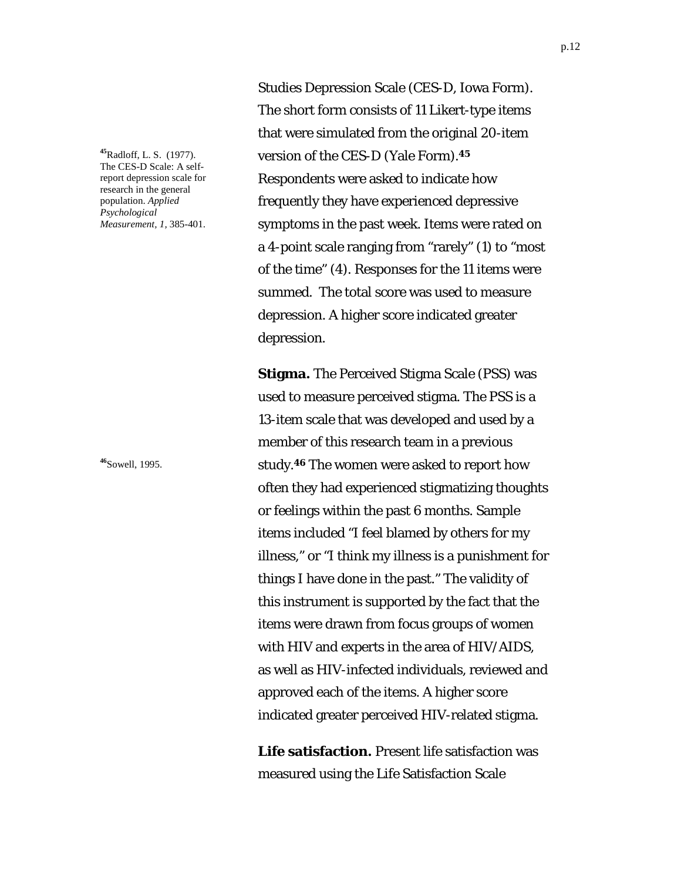Studies Depression Scale (CES-D, Iowa Form). The short form consists of 11 Likert-type items that were simulated from the original 20-item version of the CES-D (Yale Form).[45] Respondents were asked to indicate how frequently they have experienced depressive symptoms in the past week. Items were rated on a 4-point scale ranging from "rarely" (1) to "most of the time" (4). Responses for the 11 items were summed. The total score was used to measure depression. A higher score indicated greater depression.

[45] Radloff, L. S. (1977). The CES-D Scale: A self-report depression scale for research in the general population. *Applied Psychological Measurement, 1,* 385-401.

**Stigma.** The Perceived Stigma Scale (PSS) was used to measure perceived stigma. The PSS is a 13-item scale that was developed and used by a member of this research team in a previous study.[46] The women were asked to report how often they had experienced stigmatizing thoughts or feelings within the past 6 months. Sample items included "I feel blamed by others for my illness," or "I think my illness is a punishment for things I have done in the past." The validity of this instrument is supported by the fact that the items were drawn from focus groups of women with HIV and experts in the area of HIV/AIDS, as well as HIV-infected individuals, reviewed and approved each of the items. A higher score indicated greater perceived HIV-related stigma.

[46] Sowell, 1995.

**Life satisfaction.** Present life satisfaction was measured using the Life Satisfaction Scale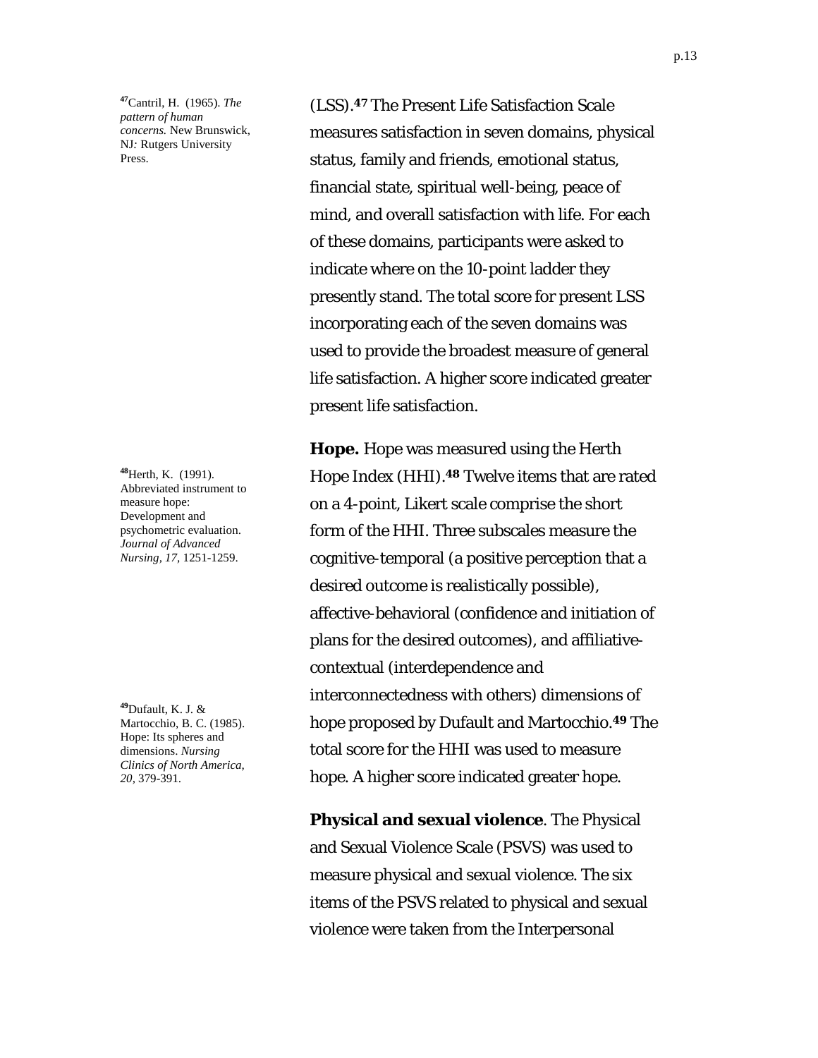(LSS).[47] The Present Life Satisfaction Scale measures satisfaction in seven domains, physical status, family and friends, emotional status, financial state, spiritual well-being, peace of mind, and overall satisfaction with life. For each of these domains, participants were asked to indicate where on the 10-point ladder they presently stand. The total score for present LSS incorporating each of the seven domains was used to provide the broadest measure of general life satisfaction. A higher score indicated greater present life satisfaction.

[47] Cantril, H. (1965). *The pattern of human concerns.* New Brunswick, NJ: Rutgers University Press.

**Hope.** Hope was measured using the Herth Hope Index (HHI).[48] Twelve items that are rated on a 4-point, Likert scale comprise the short form of the HHI. Three subscales measure the cognitive-temporal (a positive perception that a desired outcome is realistically possible), affective-behavioral (confidence and initiation of plans for the desired outcomes), and affiliative-contextual (interdependence and interconnectedness with others) dimensions of hope proposed by Dufault and Martocchio.[49] The total score for the HHI was used to measure hope. A higher score indicated greater hope.

[48] Herth, K. (1991). Abbreviated instrument to measure hope: Development and psychometric evaluation. *Journal of Advanced Nursing, 17*, 1251-1259.

[49] Dufault, K. J. & Martocchio, B. C. (1985). Hope: Its spheres and dimensions. *Nursing Clinics of North America, 20*, 379-391.

**Physical and sexual violence**. The Physical and Sexual Violence Scale (PSVS) was used to measure physical and sexual violence. The six items of the PSVS related to physical and sexual violence were taken from the Interpersonal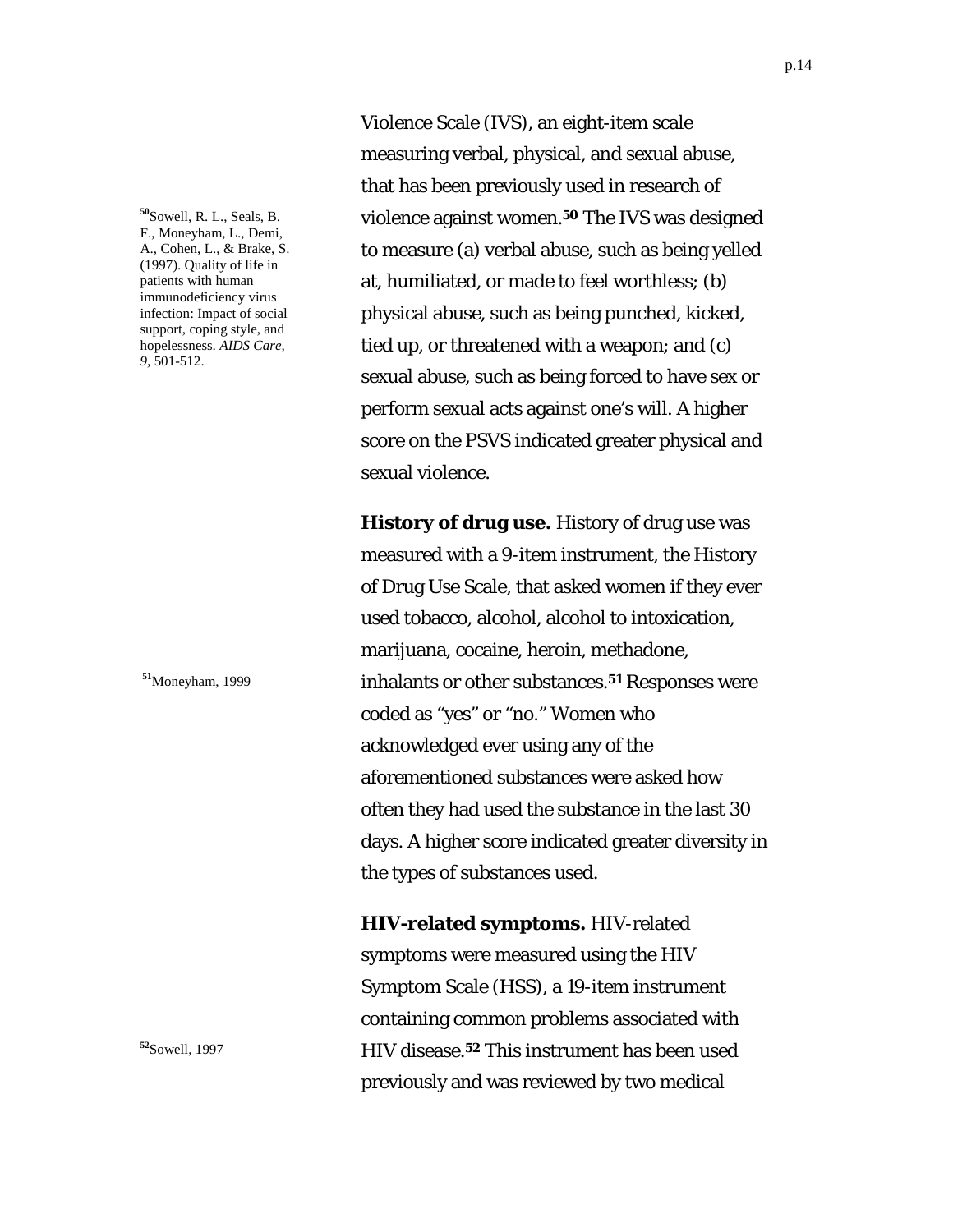Violence Scale (IVS), an eight-item scale measuring verbal, physical, and sexual abuse, that has been previously used in research of violence against women.[50] The IVS was designed to measure (a) verbal abuse, such as being yelled at, humiliated, or made to feel worthless; (b) physical abuse, such as being punched, kicked, tied up, or threatened with a weapon; and (c) sexual abuse, such as being forced to have sex or perform sexual acts against one's will. A higher score on the PSVS indicated greater physical and sexual violence.

[50] Sowell, R. L., Seals, B. F., Moneyham, L., Demi, A., Cohen, L., & Brake, S. (1997). Quality of life in patients with human immunodeficiency virus infection: Impact of social support, coping style, and hopelessness. *AIDS Care, 9*, 501-512.

**History of drug use.** History of drug use was measured with a 9-item instrument, the History of Drug Use Scale, that asked women if they ever used tobacco, alcohol, alcohol to intoxication, marijuana, cocaine, heroin, methadone, inhalants or other substances.[51] Responses were coded as "yes" or "no." Women who acknowledged ever using any of the aforementioned substances were asked how often they had used the substance in the last 30 days. A higher score indicated greater diversity in the types of substances used.

[51] Moneyham, 1999

**HIV-related symptoms.** HIV-related symptoms were measured using the HIV Symptom Scale (HSS), a 19-item instrument containing common problems associated with HIV disease.[52] This instrument has been used previously and was reviewed by two medical

[52] Sowell, 1997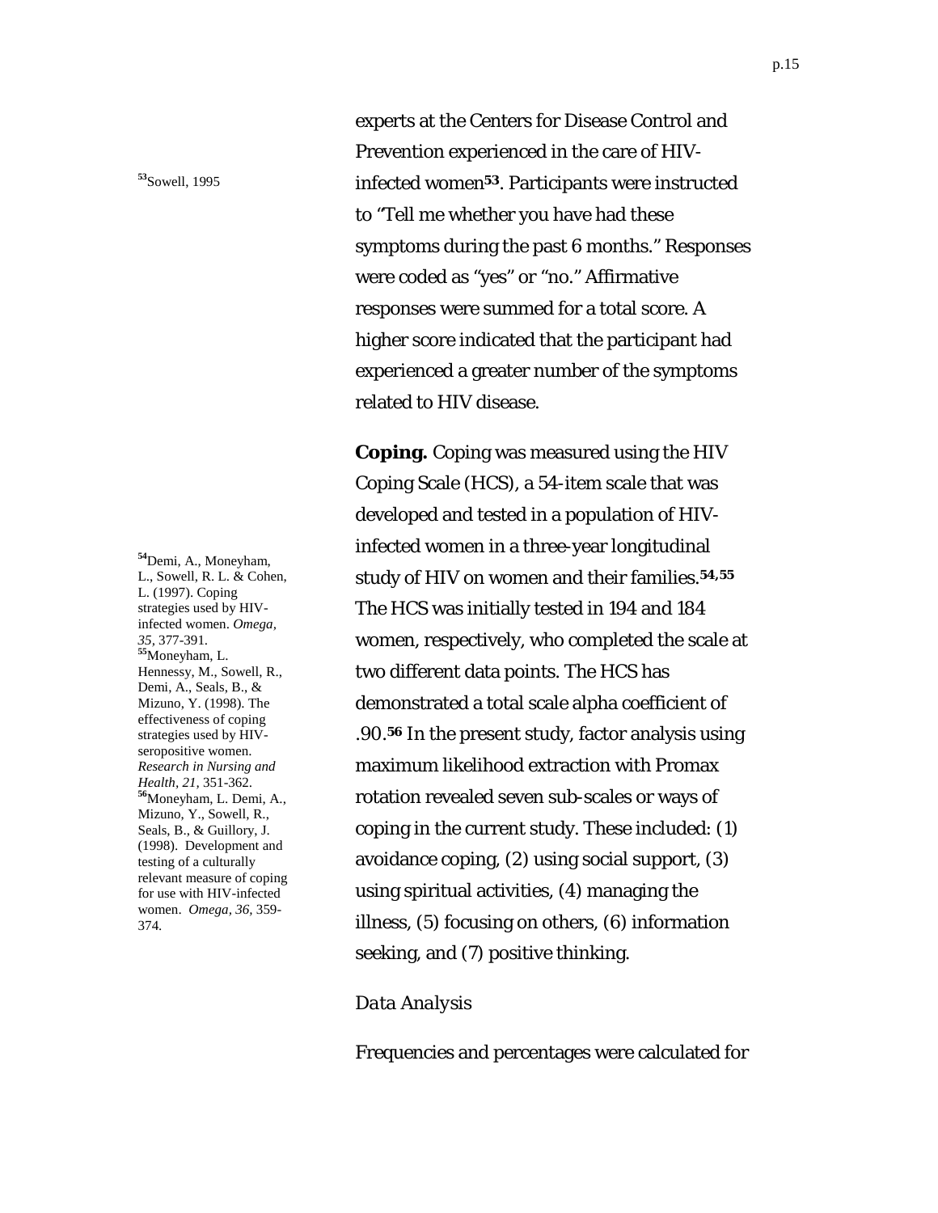experts at the Centers for Disease Control and Prevention experienced in the care of HIV-infected women[53]. Participants were instructed to "Tell me whether you have had these symptoms during the past 6 months." Responses were coded as "yes" or "no." Affirmative responses were summed for a total score. A higher score indicated that the participant had experienced a greater number of the symptoms related to HIV disease.

[53]Sowell, 1995

**Coping.** Coping was measured using the HIV Coping Scale (HCS), a 54-item scale that was developed and tested in a population of HIV-infected women in a three-year longitudinal study of HIV on women and their families.[54,55] The HCS was initially tested in 194 and 184 women, respectively, who completed the scale at two different data points. The HCS has demonstrated a total scale alpha coefficient of .90.[56] In the present study, factor analysis using maximum likelihood extraction with Promax rotation revealed seven sub-scales or ways of coping in the current study. These included: (1) avoidance coping, (2) using social support, (3) using spiritual activities, (4) managing the illness, (5) focusing on others, (6) information seeking, and (7) positive thinking.

[54]Demi, A., Moneyham, L., Sowell, R. L. & Cohen, L. (1997). Coping strategies used by HIV-infected women. *Omega, 35,* 377-391.
[55]Moneyham, L. Hennessy, M., Sowell, R., Demi, A., Seals, B., & Mizuno, Y. (1998). The effectiveness of coping strategies used by HIV-seropositive women. *Research in Nursing and Health, 21,* 351-362.
[56]Moneyham, L. Demi, A., Mizuno, Y., Sowell, R., Seals, B., & Guillory, J. (1998). Development and testing of a culturally relevant measure of coping for use with HIV-infected women. *Omega, 36,* 359-374.

*Data Analysis*

Frequencies and percentages were calculated for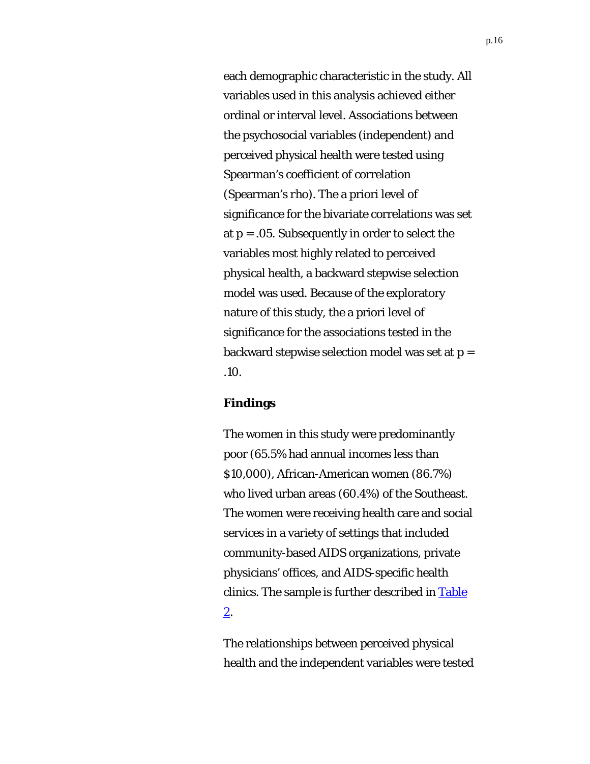each demographic characteristic in the study. All variables used in this analysis achieved either ordinal or interval level. Associations between the psychosocial variables (independent) and perceived physical health were tested using Spearman's coefficient of correlation (Spearman's rho). The a priori level of significance for the bivariate correlations was set at $p = .05$. Subsequently in order to select the variables most highly related to perceived physical health, a backward stepwise selection model was used. Because of the exploratory nature of this study, the a priori level of significance for the associations tested in the backward stepwise selection model was set at $p = .10$.

### Findings

The women in this study were predominantly poor (65.5% had annual incomes less than $10,000), African-American women (86.7%) who lived urban areas (60.4%) of the Southeast. The women were receiving health care and social services in a variety of settings that included community-based AIDS organizations, private physicians' offices, and AIDS-specific health clinics. The sample is further described in Table 2.

The relationships between perceived physical health and the independent variables were tested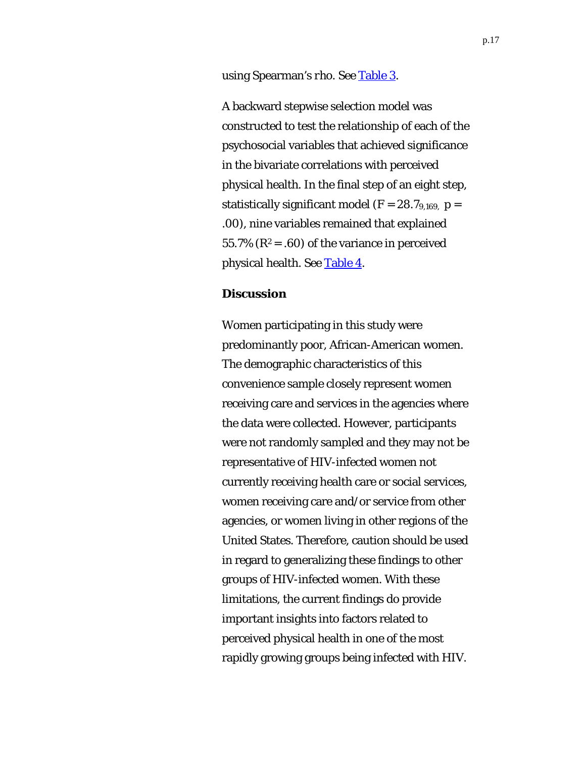using Spearman's rho. See Table 3.

A backward stepwise selection model was constructed to test the relationship of each of the psychosocial variables that achieved significance in the bivariate correlations with perceived physical health. In the final step of an eight step, statistically significant model ($F = 28.7_{9,169}$, $p = .00$), nine variables remained that explained 55.7% ($R^2 = .60$) of the variance in perceived physical health. See Table 4.

## Discussion

Women participating in this study were predominantly poor, African-American women. The demographic characteristics of this convenience sample closely represent women receiving care and services in the agencies where the data were collected. However, participants were not randomly sampled and they may not be representative of HIV-infected women not currently receiving health care or social services, women receiving care and/or service from other agencies, or women living in other regions of the United States. Therefore, caution should be used in regard to generalizing these findings to other groups of HIV-infected women. With these limitations, the current findings do provide important insights into factors related to perceived physical health in one of the most rapidly growing groups being infected with HIV.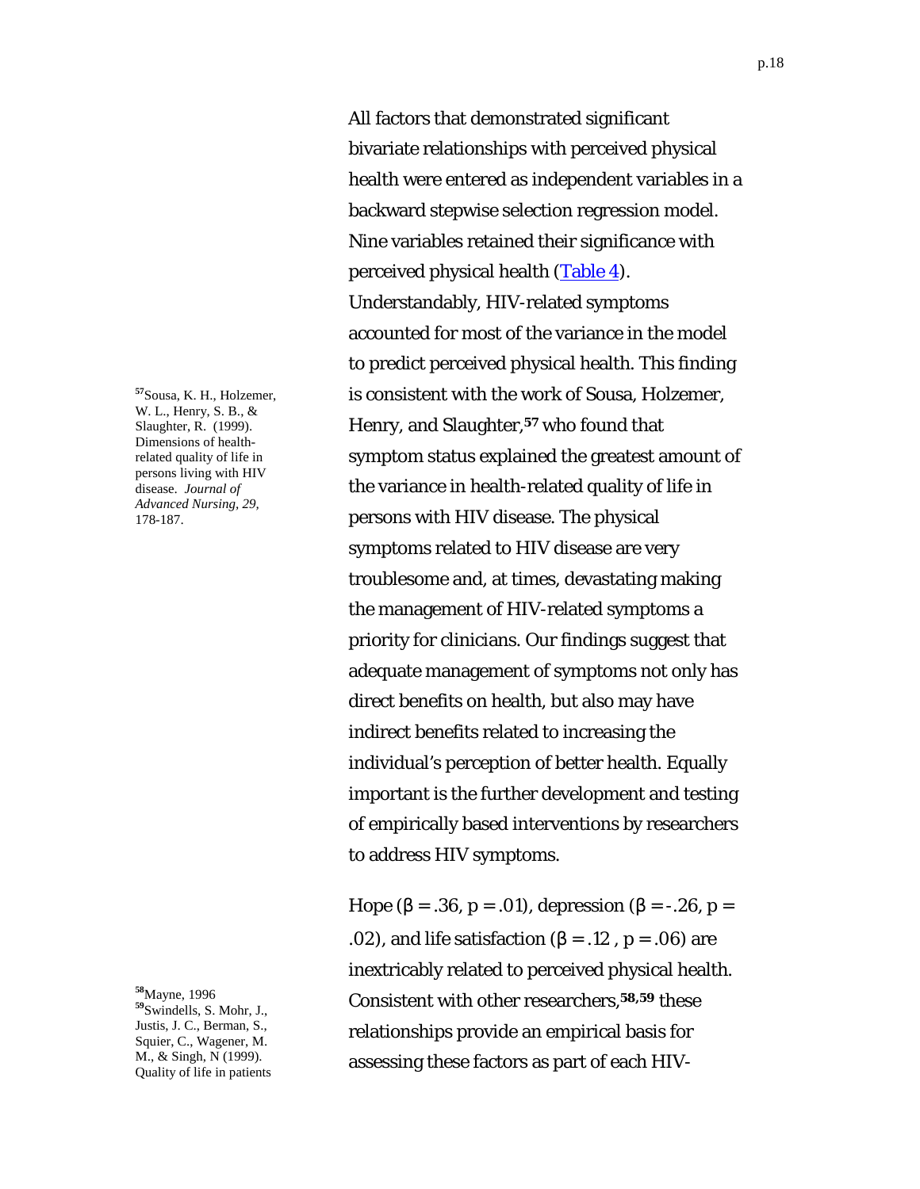All factors that demonstrated significant bivariate relationships with perceived physical health were entered as independent variables in a backward stepwise selection regression model. Nine variables retained their significance with perceived physical health (Table 4). Understandably, HIV-related symptoms accounted for most of the variance in the model to predict perceived physical health. This finding is consistent with the work of Sousa, Holzemer, Henry, and Slaughter,[57] who found that symptom status explained the greatest amount of the variance in health-related quality of life in persons with HIV disease. The physical symptoms related to HIV disease are very troublesome and, at times, devastating making the management of HIV-related symptoms a priority for clinicians. Our findings suggest that adequate management of symptoms not only has direct benefits on health, but also may have indirect benefits related to increasing the individual's perception of better health. Equally important is the further development and testing of empirically based interventions by researchers to address HIV symptoms.

Hope ($\beta = .36$, $p = .01$), depression ($\beta = -.26$, $p = .02$), and life satisfaction ($\beta = .12$ , $p = .06$) are inextricably related to perceived physical health. Consistent with other researchers,[58,59] these relationships provide an empirical basis for assessing these factors as part of each HIV-

[57] Sousa, K. H., Holzemer, W. L., Henry, S. B., & Slaughter, R. (1999). Dimensions of health-related quality of life in persons living with HIV disease. *Journal of Advanced Nursing, 29,* 178-187.

[58] Mayne, 1996

[59] Swindells, S. Mohr, J., Justis, J. C., Berman, S., Squier, C., Wagener, M. M., & Singh, N (1999). Quality of life in patients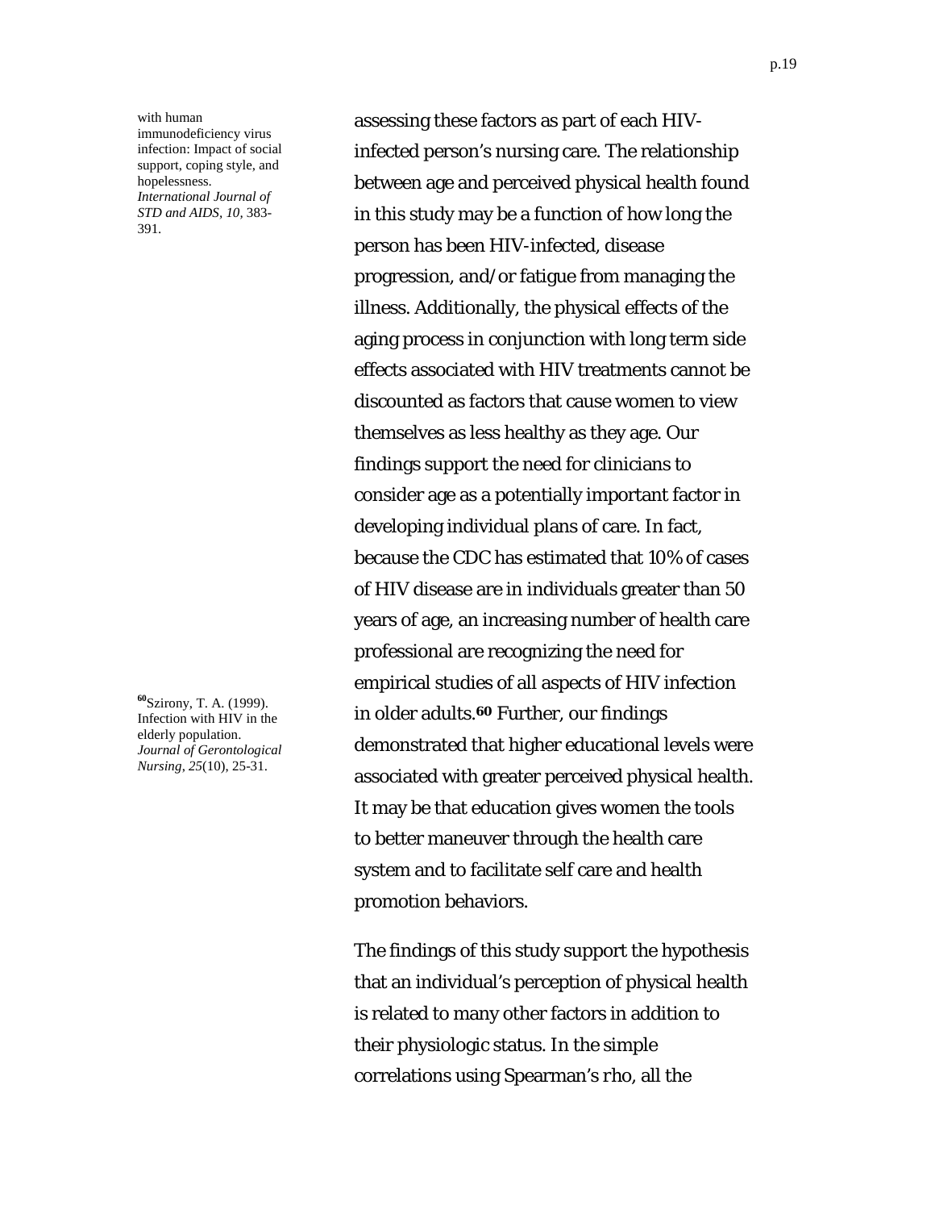with human immunodeficiency virus infection: Impact of social support, coping style, and hopelessness. *International Journal of STD and AIDS*, *10*, 383-391.

assessing these factors as part of each HIV-infected person's nursing care. The relationship between age and perceived physical health found in this study may be a function of how long the person has been HIV-infected, disease progression, and/or fatigue from managing the illness. Additionally, the physical effects of the aging process in conjunction with long term side effects associated with HIV treatments cannot be discounted as factors that cause women to view themselves as less healthy as they age. Our findings support the need for clinicians to consider age as a potentially important factor in developing individual plans of care. In fact, because the CDC has estimated that 10% of cases of HIV disease are in individuals greater than 50 years of age, an increasing number of health care professional are recognizing the need for empirical studies of all aspects of HIV infection in older adults.[60] Further, our findings demonstrated that higher educational levels were associated with greater perceived physical health. It may be that education gives women the tools to better maneuver through the health care system and to facilitate self care and health promotion behaviors.

[60]Szirony, T. A. (1999). Infection with HIV in the elderly population. *Journal of Gerontological Nursing*, *25*(10), 25-31.

The findings of this study support the hypothesis that an individual's perception of physical health is related to many other factors in addition to their physiologic status. In the simple correlations using Spearman's rho, all the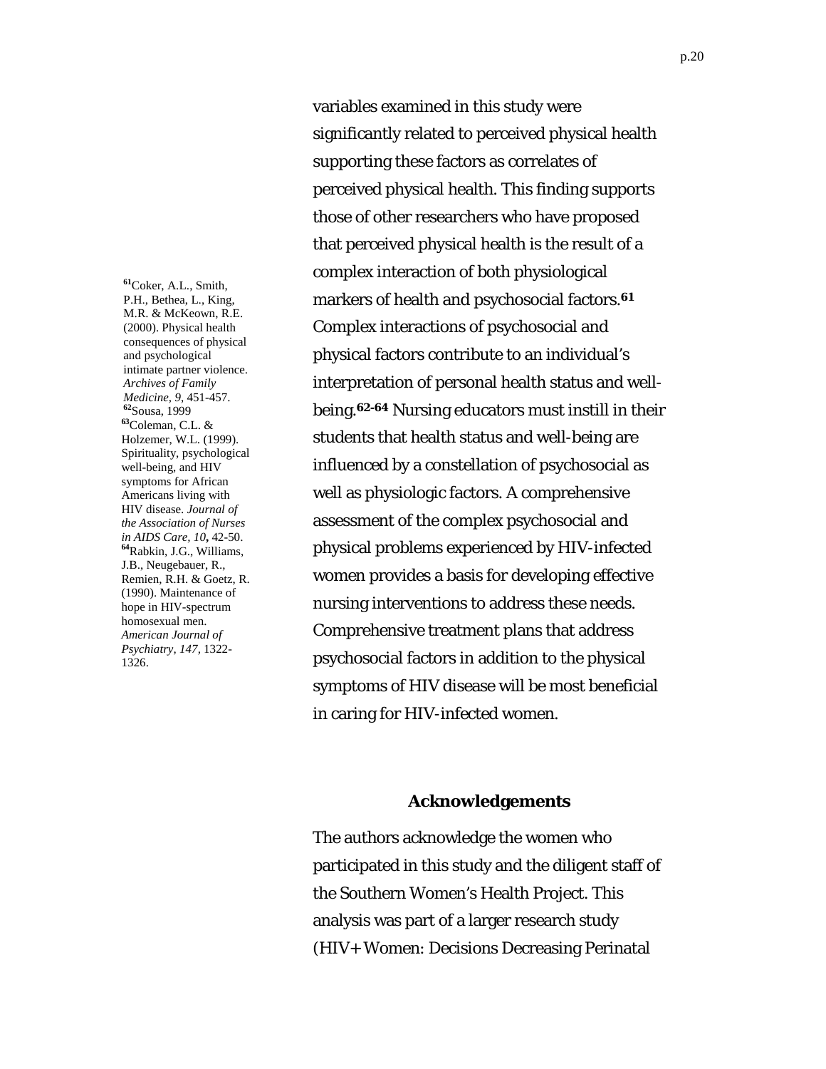variables examined in this study were significantly related to perceived physical health supporting these factors as correlates of perceived physical health. This finding supports those of other researchers who have proposed that perceived physical health is the result of a complex interaction of both physiological markers of health and psychosocial factors.[61] Complex interactions of psychosocial and physical factors contribute to an individual's interpretation of personal health status and well-being.[62-64] Nursing educators must instill in their students that health status and well-being are influenced by a constellation of psychosocial as well as physiologic factors. A comprehensive assessment of the complex psychosocial and physical problems experienced by HIV-infected women provides a basis for developing effective nursing interventions to address these needs. Comprehensive treatment plans that address psychosocial factors in addition to the physical symptoms of HIV disease will be most beneficial in caring for HIV-infected women.

[61]Coker, A.L., Smith, P.H., Bethea, L., King, M.R. & McKeown, R.E. (2000). Physical health consequences of physical and psychological intimate partner violence. *Archives of Family Medicine, 9*, 451-457.
[62]Sousa, 1999
[63]Coleman, C.L. & Holzemer, W.L. (1999). Spirituality, psychological well-being, and HIV symptoms for African Americans living with HIV disease. *Journal of the Association of Nurses in AIDS Care, 10*, 42-50.
[64]Rabkin, J.G., Williams, J.B., Neugebauer, R., Remien, R.H. & Goetz, R. (1990). Maintenance of hope in HIV-spectrum homosexual men. *American Journal of Psychiatry, 147*, 1322-1326.

## Acknowledgements

The authors acknowledge the women who participated in this study and the diligent staff of the Southern Women's Health Project. This analysis was part of a larger research study (HIV+ Women: Decisions Decreasing Perinatal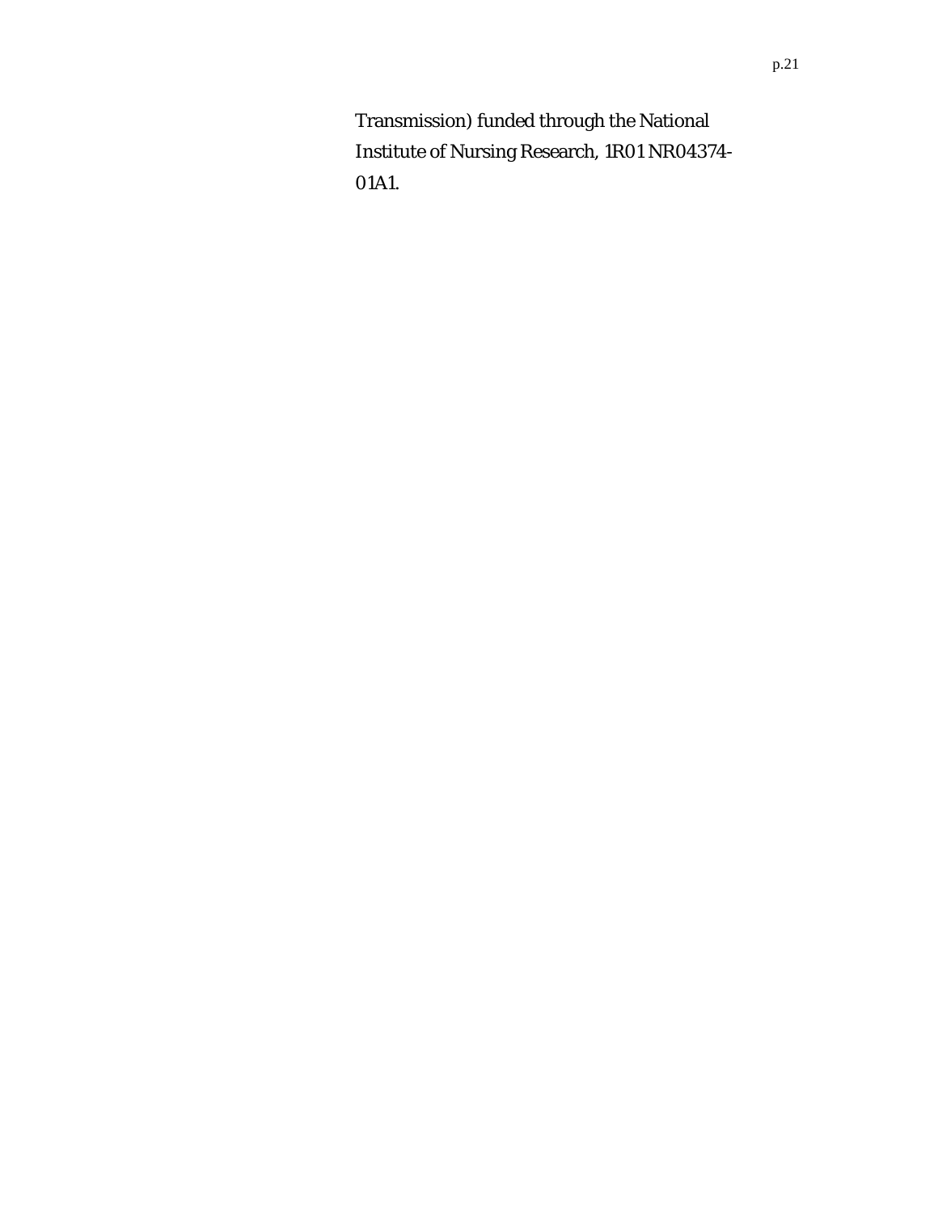Transmission) funded through the National Institute of Nursing Research, 1R01 NR04374-01A1.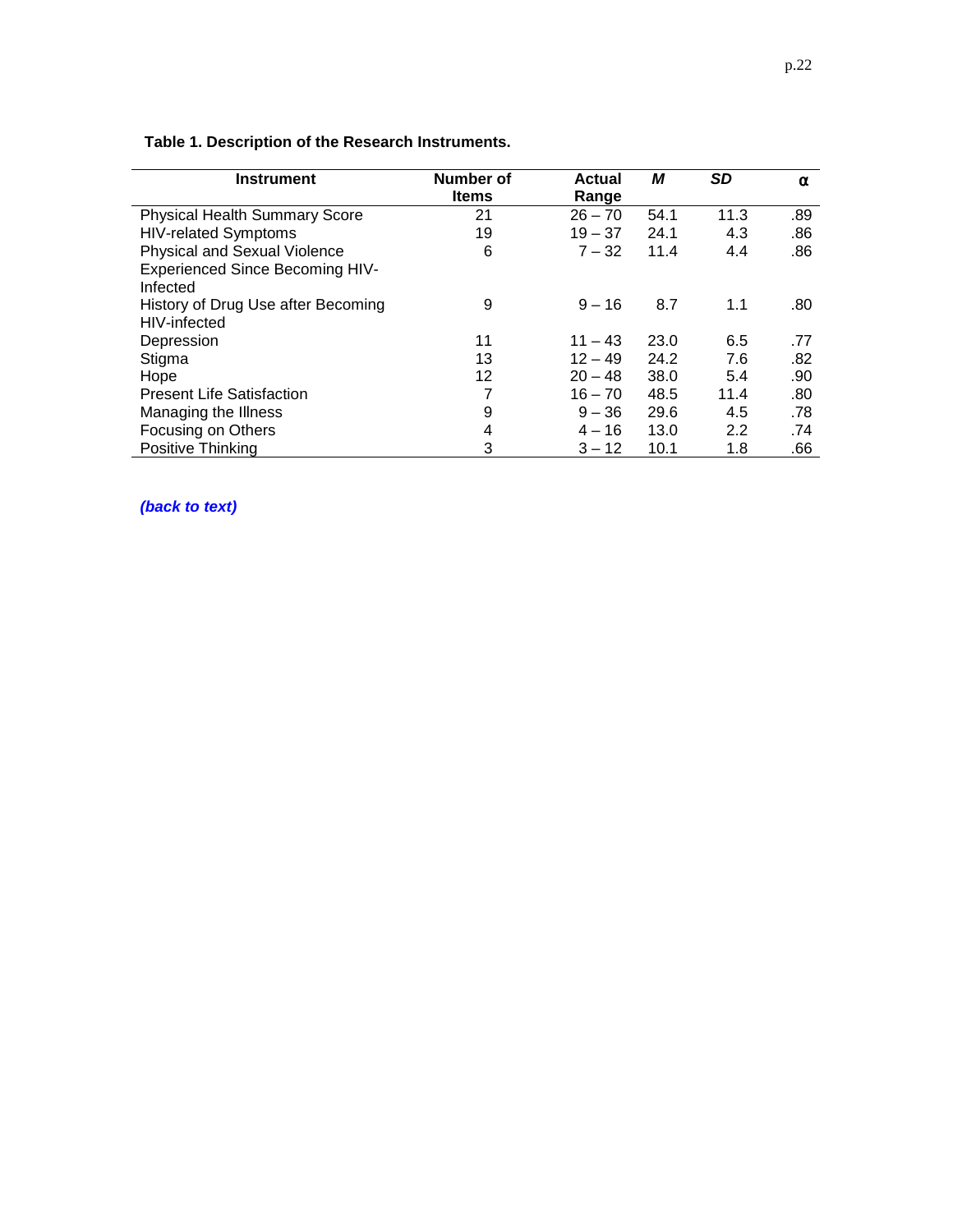**Table 1. Description of the Research Instruments.**

| Instrument | Number of Items | Actual Range | *M* | *SD* | α |
|---|---|---|---|---|---|
| Physical Health Summary Score | 21 | 26 – 70 | 54.1 | 11.3 | .89 |
| HIV-related Symptoms | 19 | 19 – 37 | 24.1 | 4.3 | .86 |
| Physical and Sexual Violence Experienced Since Becoming HIV-Infected | 6 | 7 – 32 | 11.4 | 4.4 | .86 |
| History of Drug Use after Becoming HIV-infected | 9 | 9 – 16 | 8.7 | 1.1 | .80 |
| Depression | 11 | 11 – 43 | 23.0 | 6.5 | .77 |
| Stigma | 13 | 12 – 49 | 24.2 | 7.6 | .82 |
| Hope | 12 | 20 – 48 | 38.0 | 5.4 | .90 |
| Present Life Satisfaction | 7 | 16 – 70 | 48.5 | 11.4 | .80 |
| Managing the Illness | 9 | 9 – 36 | 29.6 | 4.5 | .78 |
| Focusing on Others | 4 | 4 – 16 | 13.0 | 2.2 | .74 |
| Positive Thinking | 3 | 3 – 12 | 10.1 | 1.8 | .66 |

***(back to text)***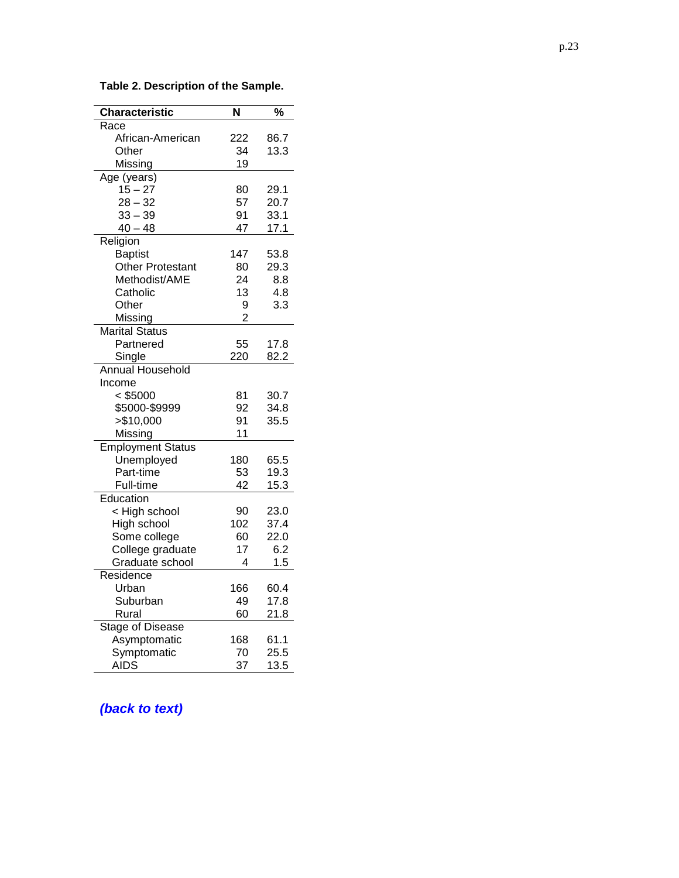**Table 2. Description of the Sample.**

| Characteristic | N | % |
|---|---|---|
| Race | | |
| African-American | 222 | 86.7 |
| Other | 34 | 13.3 |
| Missing | 19 | |
| Age (years) | | |
| 15 – 27 | 80 | 29.1 |
| 28 – 32 | 57 | 20.7 |
| 33 – 39 | 91 | 33.1 |
| 40 – 48 | 47 | 17.1 |
| Religion | | |
| Baptist | 147 | 53.8 |
| Other Protestant | 80 | 29.3 |
| Methodist/AME | 24 | 8.8 |
| Catholic | 13 | 4.8 |
| Other | 9 | 3.3 |
| Missing | 2 | |
| Marital Status | | |
| Partnered | 55 | 17.8 |
| Single | 220 | 82.2 |
| Annual Household Income | | |
| < $5000 | 81 | 30.7 |
| $5000-$9999 | 92 | 34.8 |
| >$10,000 | 91 | 35.5 |
| Missing | 11 | |
| Employment Status | | |
| Unemployed | 180 | 65.5 |
| Part-time | 53 | 19.3 |
| Full-time | 42 | 15.3 |
| Education | | |
| < High school | 90 | 23.0 |
| High school | 102 | 37.4 |
| Some college | 60 | 22.0 |
| College graduate | 17 | 6.2 |
| Graduate school | 4 | 1.5 |
| Residence | | |
| Urban | 166 | 60.4 |
| Suburban | 49 | 17.8 |
| Rural | 60 | 21.8 |
| Stage of Disease | | |
| Asymptomatic | 168 | 61.1 |
| Symptomatic | 70 | 25.5 |
| AIDS | 37 | 13.5 |

***(back to text)***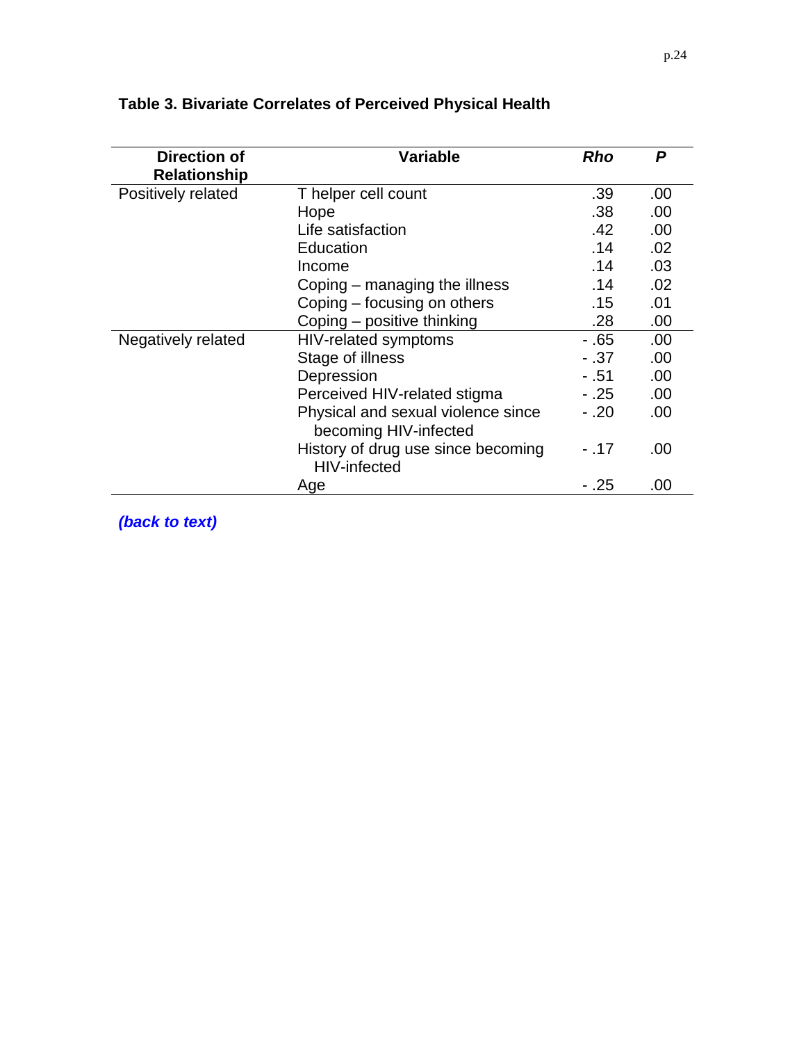**Table 3. Bivariate Correlates of Perceived Physical Health**

| Direction of Relationship | Variable | *Rho* | *P* |
|---|---|---|---|
| Positively related | T helper cell count | .39 | .00 |
| | Hope | .38 | .00 |
| | Life satisfaction | .42 | .00 |
| | Education | .14 | .02 |
| | Income | .14 | .03 |
| | Coping – managing the illness | .14 | .02 |
| | Coping – focusing on others | .15 | .01 |
| | Coping – positive thinking | .28 | .00 |
| Negatively related | HIV-related symptoms | - .65 | .00 |
| | Stage of illness | - .37 | .00 |
| | Depression | - .51 | .00 |
| | Perceived HIV-related stigma | - .25 | .00 |
| | Physical and sexual violence since becoming HIV-infected | - .20 | .00 |
| | History of drug use since becoming HIV-infected | - .17 | .00 |
| | Age | - .25 | .00 |

***(back to text)***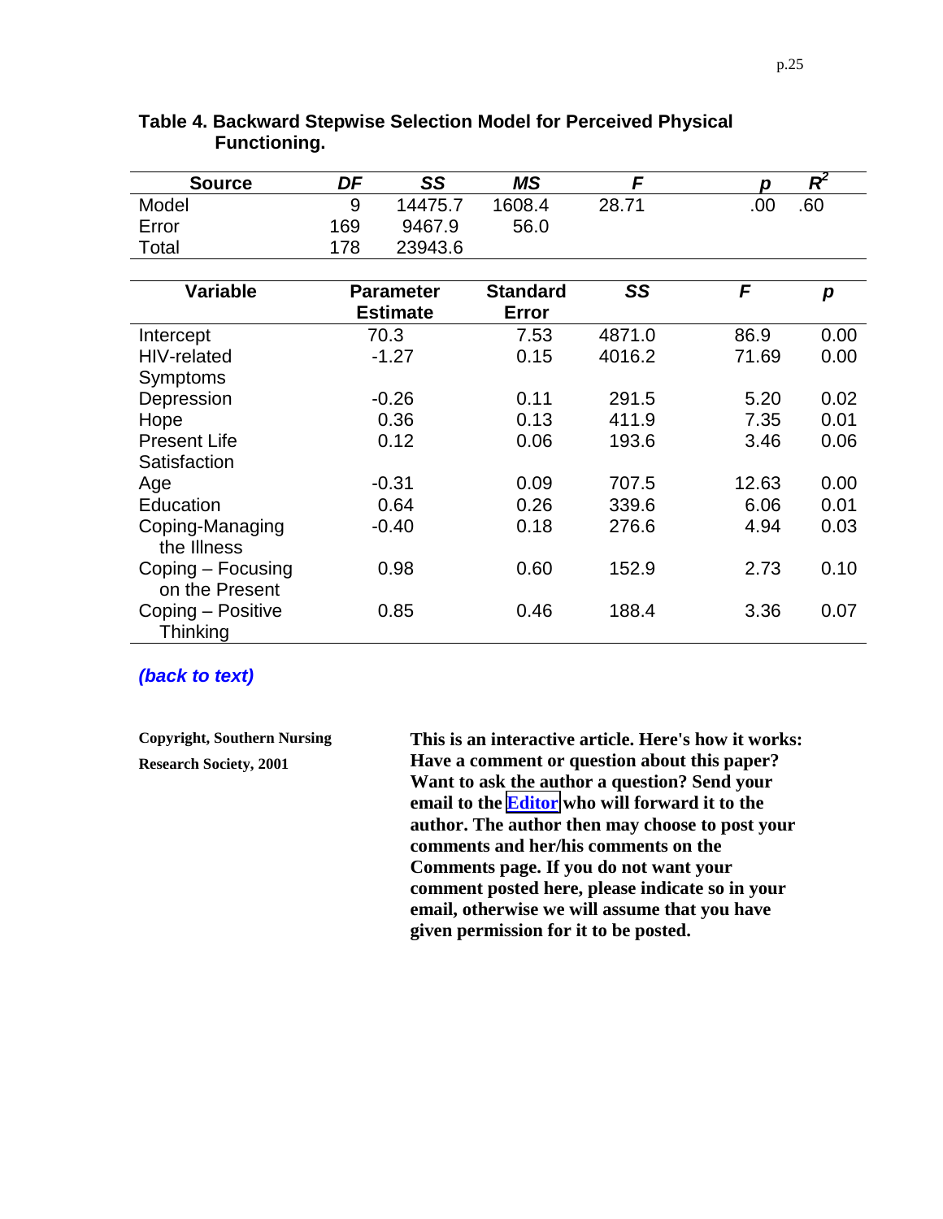**Table 4. Backward Stepwise Selection Model for Perceived Physical Functioning.**

| Source | *DF* | *SS* | *MS* | *F* | *p* | $R^2$ |
|---|---|---|---|---|---|---|
| Model | 9 | 14475.7 | 1608.4 | 28.71 | .00 | .60 |
| Error | 169 | 9467.9 | 56.0 | | | |
| Total | 178 | 23943.6 | | | | |

| Variable | Parameter Estimate | Standard Error | *SS* | *F* | *p* |
|---|---|---|---|---|---|
| Intercept | 70.3 | 7.53 | 4871.0 | 86.9 | 0.00 |
| HIV-related Symptoms | -1.27 | 0.15 | 4016.2 | 71.69 | 0.00 |
| Depression | -0.26 | 0.11 | 291.5 | 5.20 | 0.02 |
| Hope | 0.36 | 0.13 | 411.9 | 7.35 | 0.01 |
| Present Life Satisfaction | 0.12 | 0.06 | 193.6 | 3.46 | 0.06 |
| Age | -0.31 | 0.09 | 707.5 | 12.63 | 0.00 |
| Education | 0.64 | 0.26 | 339.6 | 6.06 | 0.01 |
| Coping-Managing the Illness | -0.40 | 0.18 | 276.6 | 4.94 | 0.03 |
| Coping – Focusing on the Present | 0.98 | 0.60 | 152.9 | 2.73 | 0.10 |
| Coping – Positive Thinking | 0.85 | 0.46 | 188.4 | 3.36 | 0.07 |

***(back to text)***

**Copyright, Southern Nursing Research Society, 2001**

**This is an interactive article. Here's how it works: Have a comment or question about this paper? Want to ask the author a question? Send your email to the Editor who will forward it to the author. The author then may choose to post your comments and her/his comments on the Comments page. If you do not want your comment posted here, please indicate so in your email, otherwise we will assume that you have given permission for it to be posted.**